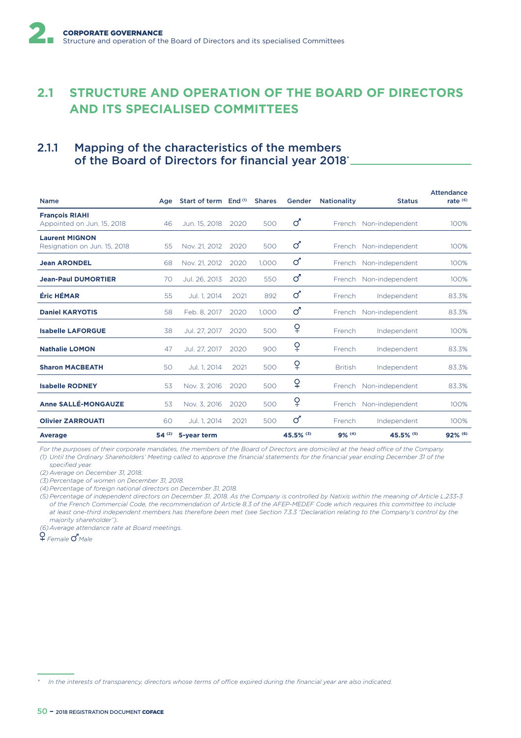## 2.1 STRUCTURE AND OPERATION OF THE BOARD OF DIRECTORS AND ITS SPECIALISED COMMITTEES

### 2.1.1 Mapping of the characteristics of the members of the Board of Directors for financial year 2018*

| Name | Age | Start of term | End [1] | Shares | Gender | Nationality | Status | Attendance rate [6] |
|---|---|---|---|---|---|---|---|---|
| **François RIAHI** Appointed on Jun. 15, 2018 | 46 | Jun. 15, 2018 | 2020 | 500 | ♂ | French | Non-independent | 100% |
| **Laurent MIGNON** Resignation on Jun. 15, 2018 | 55 | Nov. 21, 2012 | 2020 | 500 | ♂ | French | Non-independent | 100% |
| **Jean ARONDEL** | 68 | Nov. 21, 2012 | 2020 | 1,000 | ♂ | French | Non-independent | 100% |
| **Jean-Paul DUMORTIER** | 70 | Jul. 26, 2013 | 2020 | 550 | ♂ | French | Non-independent | 100% |
| **Éric HÉMAR** | 55 | Jul. 1, 2014 | 2021 | 892 | ♂ | French | Independent | 83.3% |
| **Daniel KARYOTIS** | 58 | Feb. 8, 2017 | 2020 | 1,000 | ♂ | French | Non-independent | 83.3% |
| **Isabelle LAFORGUE** | 38 | Jul. 27, 2017 | 2020 | 500 | ♀ | French | Independent | 100% |
| **Nathalie LOMON** | 47 | Jul. 27, 2017 | 2020 | 900 | ♀ | French | Independent | 83.3% |
| **Sharon MACBEATH** | 50 | Jul. 1, 2014 | 2021 | 500 | ♀ | British | Independent | 83.3% |
| **Isabelle RODNEY** | 53 | Nov. 3, 2016 | 2020 | 500 | ♀ | French | Non-independent | 83.3% |
| **Anne SALLÉ-MONGAUZE** | 53 | Nov. 3, 2016 | 2020 | 500 | ♀ | French | Non-independent | 100% |
| **Olivier ZARROUATI** | 60 | Jul. 1, 2014 | 2021 | 500 | ♂ | French | Independent | 100% |
| **Average** | **54 [2]** | **5-year term** | | | **45.5% [3]** | **9% [4]** | **45.5% [5]** | **92% [6]** |

*For the purposes of their corporate mandates, the members of the Board of Directors are domiciled at the head office of the Company.*

*(1) Until the Ordinary Shareholders' Meeting called to approve the financial statements for the financial year ending December 31 of the specified year.*

*(2) Average on December 31, 2018.*

*(3) Percentage of women on December 31, 2018.*

*(4) Percentage of foreign national directors on December 31, 2018.*

*(5) Percentage of independent directors on December 31, 2018. As the Company is controlled by Natixis within the meaning of Article L.233-3 of the French Commercial Code, the recommendation of Article 8.3 of the AFEP-MEDEF Code which requires this committee to include at least one-third independent members has therefore been met (see Section 7.3.3 "Declaration relating to the Company's control by the majority shareholder").*

*(6) Average attendance rate at Board meetings.*

♀ *Female* ♂ *Male*

\* *In the interests of transparency, directors whose terms of office expired during the financial year are also indicated.*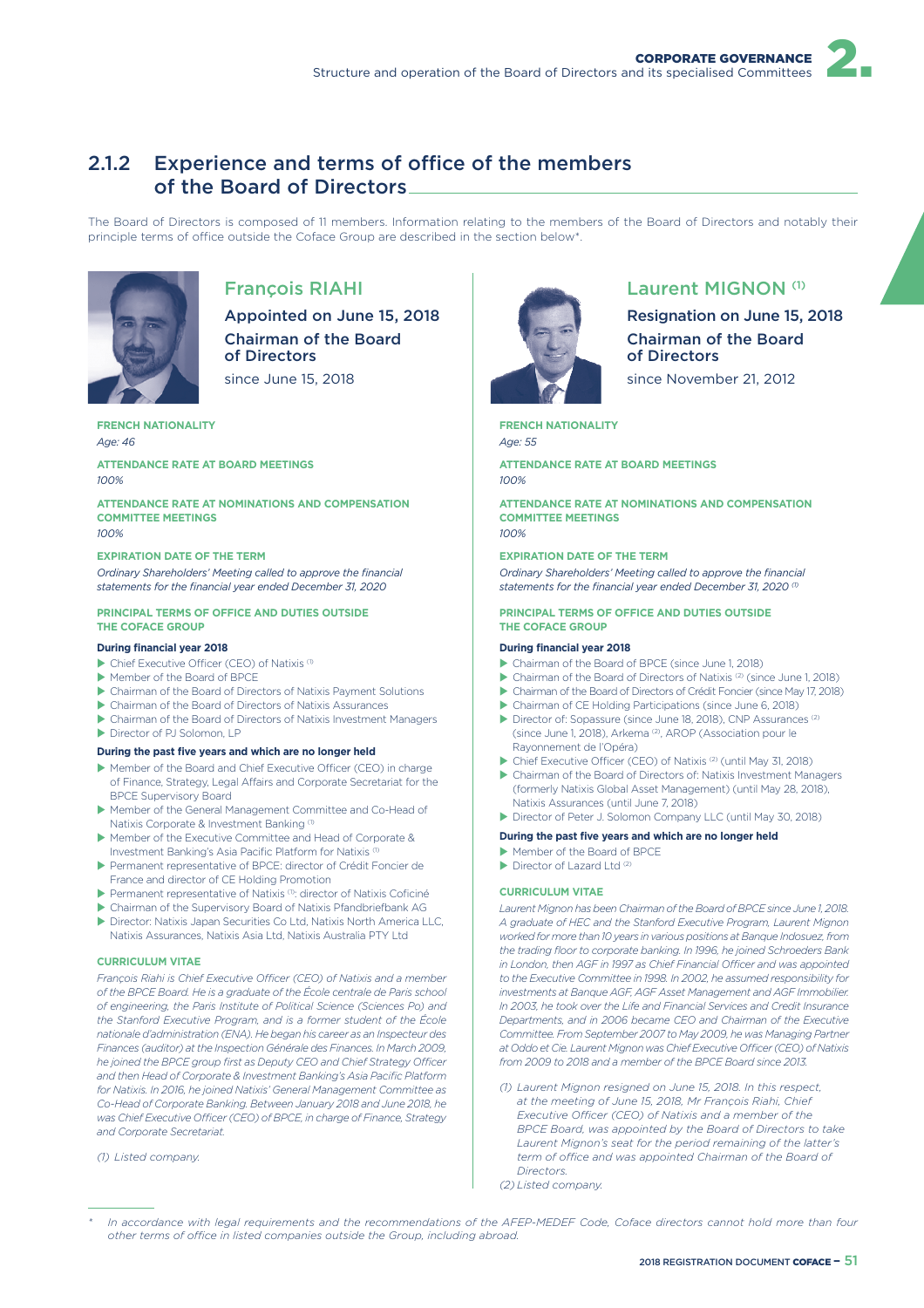## 2.1.2 Experience and terms of office of the members of the Board of Directors

The Board of Directors is composed of 11 members. Information relating to the members of the Board of Directors and notably their principle terms of office outside the Coface Group are described in the section below*.

### François RIAHI

**Appointed on June 15, 2018**

**Chairman of the Board of Directors**

since June 15, 2018

**FRENCH NATIONALITY**

*Age: 46*

**ATTENDANCE RATE AT BOARD MEETINGS**

*100%*

**ATTENDANCE RATE AT NOMINATIONS AND COMPENSATION COMMITTEE MEETINGS**

*100%*

**EXPIRATION DATE OF THE TERM**

*Ordinary Shareholders' Meeting called to approve the financial statements for the financial year ended December 31, 2020*

**PRINCIPAL TERMS OF OFFICE AND DUTIES OUTSIDE THE COFACE GROUP**

**During financial year 2018**

- Chief Executive Officer (CEO) of Natixis (1)
- Member of the Board of BPCE
- Chairman of the Board of Directors of Natixis Payment Solutions
- Chairman of the Board of Directors of Natixis Assurances
- Chairman of the Board of Directors of Natixis Investment Managers
- Director of PJ Solomon, LP

**During the past five years and which are no longer held**

- Member of the Board and Chief Executive Officer (CEO) in charge of Finance, Strategy, Legal Affairs and Corporate Secretariat for the BPCE Supervisory Board
- Member of the General Management Committee and Co-Head of Natixis Corporate & Investment Banking (1)
- Member of the Executive Committee and Head of Corporate & Investment Banking's Asia Pacific Platform for Natixis (1)
- Permanent representative of BPCE: director of Crédit Foncier de France and director of CE Holding Promotion
- Permanent representative of Natixis (1): director of Natixis Coficiné
- Chairman of the Supervisory Board of Natixis Pfandbriefbank AG
- Director: Natixis Japan Securities Co Ltd, Natixis North America LLC, Natixis Assurances, Natixis Asia Ltd, Natixis Australia PTY Ltd

**CURRICULUM VITAE**

*François Riahi is Chief Executive Officer (CEO) of Natixis and a member of the BPCE Board. He is a graduate of the École centrale de Paris school of engineering, the Paris Institute of Political Science (Sciences Po) and the Stanford Executive Program, and is a former student of the École nationale d'administration (ENA). He began his career as an Inspecteur des Finances (auditor) at the Inspection Générale des Finances. In March 2009, he joined the BPCE group first as Deputy CEO and Chief Strategy Officer and then Head of Corporate & Investment Banking's Asia Pacific Platform for Natixis. In 2016, he joined Natixis' General Management Committee as Co-Head of Corporate Banking. Between January 2018 and June 2018, he was Chief Executive Officer (CEO) of BPCE, in charge of Finance, Strategy and Corporate Secretariat.*

*(1) Listed company.*

### Laurent MIGNON (1)

**Resignation on June 15, 2018**

**Chairman of the Board of Directors**

since November 21, 2012

**FRENCH NATIONALITY**

*Age: 55*

**ATTENDANCE RATE AT BOARD MEETINGS**

*100%*

**ATTENDANCE RATE AT NOMINATIONS AND COMPENSATION COMMITTEE MEETINGS**

*100%*

**EXPIRATION DATE OF THE TERM**

*Ordinary Shareholders' Meeting called to approve the financial statements for the financial year ended December 31, 2020 (1)*

**PRINCIPAL TERMS OF OFFICE AND DUTIES OUTSIDE THE COFACE GROUP**

**During financial year 2018**

- Chairman of the Board of BPCE (since June 1, 2018)
- Chairman of the Board of Directors of Natixis (2) (since June 1, 2018)
- Chairman of the Board of Directors of Crédit Foncier (since May 17, 2018)
- Chairman of CE Holding Participations (since June 6, 2018)
- Director of: Sopassure (since June 18, 2018), CNP Assurances (2) (since June 1, 2018), Arkema (2), AROP (Association pour le Rayonnement de l'Opéra)
- Chief Executive Officer (CEO) of Natixis (2) (until May 31, 2018)
- Chairman of the Board of Directors of: Natixis Investment Managers (formerly Natixis Global Asset Management) (until May 28, 2018), Natixis Assurances (until June 7, 2018)
- Director of Peter J. Solomon Company LLC (until May 30, 2018)

**During the past five years and which are no longer held**

- Member of the Board of BPCE
- Director of Lazard Ltd (2)

**CURRICULUM VITAE**

*Laurent Mignon has been Chairman of the Board of BPCE since June 1, 2018. A graduate of HEC and the Stanford Executive Program, Laurent Mignon worked for more than 10 years in various positions at Banque Indosuez, from the trading floor to corporate banking. In 1996, he joined Schroeders Bank in London, then AGF in 1997 as Chief Financial Officer and was appointed to the Executive Committee in 1998. In 2002, he assumed responsibility for investments at Banque AGF, AGF Asset Management and AGF Immobilier. In 2003, he took over the Life and Financial Services and Credit Insurance Departments, and in 2006 became CEO and Chairman of the Executive Committee. From September 2007 to May 2009, he was Managing Partner at Oddo et Cie. Laurent Mignon was Chief Executive Officer (CEO) of Natixis from 2009 to 2018 and a member of the BPCE Board since 2013.*

*(1) Laurent Mignon resigned on June 15, 2018. In this respect, at the meeting of June 15, 2018, Mr François Riahi, Chief Executive Officer (CEO) of Natixis and a member of the BPCE Board, was appointed by the Board of Directors to take Laurent Mignon's seat for the period remaining of the latter's term of office and was appointed Chairman of the Board of Directors.*

*(2) Listed company.*

---

\* *In accordance with legal requirements and the recommendations of the AFEP-MEDEF Code, Coface directors cannot hold more than four other terms of office in listed companies outside the Group, including abroad.*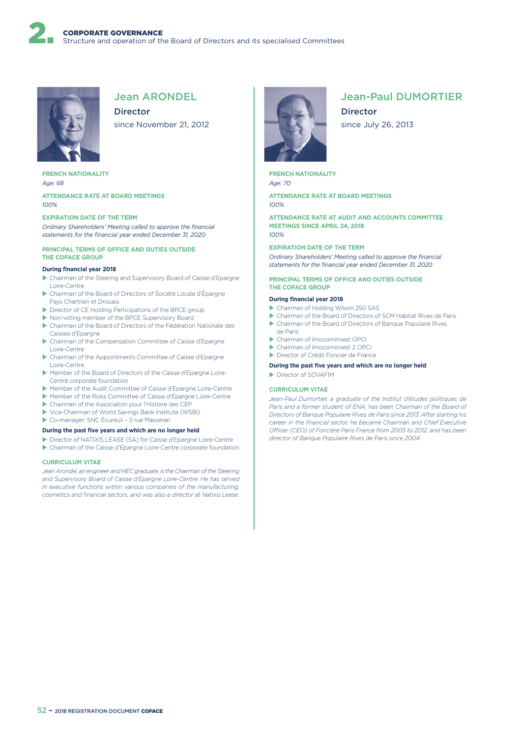## Jean ARONDEL

**Director**

since November 21, 2012

**FRENCH NATIONALITY**

*Age: 68*

**ATTENDANCE RATE AT BOARD MEETINGS**

*100%*

**EXPIRATION DATE OF THE TERM**

*Ordinary Shareholders' Meeting called to approve the financial statements for the financial year ended December 31, 2020*

**PRINCIPAL TERMS OF OFFICE AND DUTIES OUTSIDE THE COFACE GROUP**

**During financial year 2018**

- Chairman of the Steering and Supervisory Board of Caisse d'Epargne Loire-Centre
- Chairman of the Board of Directors of Société Locale d'Épargne Pays Chartrain et Drouais
- Director of CE Holding Participations of the BPCE group
- Non-voting member of the BPCE Supervisory Board
- Chairman of the Board of Directors of the Fédération Nationale des Caisses d'Epargne
- Chairman of the Compensation Committee of Caisse d'Epargne Loire-Centre
- Chairman of the Appointments Committee of Caisse d'Epargne Loire-Centre
- Member of the Board of Directors of the Caisse d'Epargne Loire-Centre corporate foundation
- Member of the Audit Committee of Caisse d'Epargne Loire-Centre
- Member of the Risks Committee of Caisse d'Epargne Loire-Centre
- Chairman of the Association pour l'Histoire des CEP
- Vice-Chairman of World Savings Bank Institute (WSBI)
- Co-manager: SNC Écureuil – 5 rue Masseran

**During the past five years and which are no longer held**

- Director of NATIXIS LEASE (SA) for Caisse d'Epargne Loire-Centre
- Chairman of the Caisse d'Epargne Loire-Centre corporate foundation

**CURRICULUM VITAE**

*Jean Arondel, an engineer and HEC graduate, is the Chairman of the Steering and Supervisory Board of Caisse d'Epargne Loire-Centre. He has served in executive functions within various companies of the manufacturing, cosmetics and financial sectors, and was also a director at Natixis Lease.*

## Jean-Paul DUMORTIER

**Director**

since July 26, 2013

**FRENCH NATIONALITY**

*Age: 70*

**ATTENDANCE RATE AT BOARD MEETINGS**

*100%*

**ATTENDANCE RATE AT AUDIT AND ACCOUNTS COMMITTEE MEETINGS SINCE APRIL 24, 2018**

*100%*

**EXPIRATION DATE OF THE TERM**

*Ordinary Shareholders' Meeting called to approve the financial statements for the financial year ended December 31, 2020*

**PRINCIPAL TERMS OF OFFICE AND DUTIES OUTSIDE THE COFACE GROUP**

**During financial year 2018**

- Chairman of Holding Wilson 250 SAS
- Chairman of the Board of Directors of SCM Habitat Rives de Paris
- Chairman of the Board of Directors of Banque Populaire Rives de Paris
- Chairman of Imocominvest OPCI
- Chairman of Imocominvest 2 OPCI
- Director of Crédit Foncier de France

**During the past five years and which are no longer held**

- Director of SOVAFIM

**CURRICULUM VITAE**

*Jean-Paul Dumortier, a graduate of the Institut d'études politiques de Paris and a former student of ENA, has been Chairman of the Board of Directors of Banque Populaire Rives de Paris since 2013. After starting his career in the financial sector, he became Chairman and Chief Executive Officer (CEO) of Foncière Paris France from 2005 to 2012, and has been director of Banque Populaire Rives de Paris since 2004.*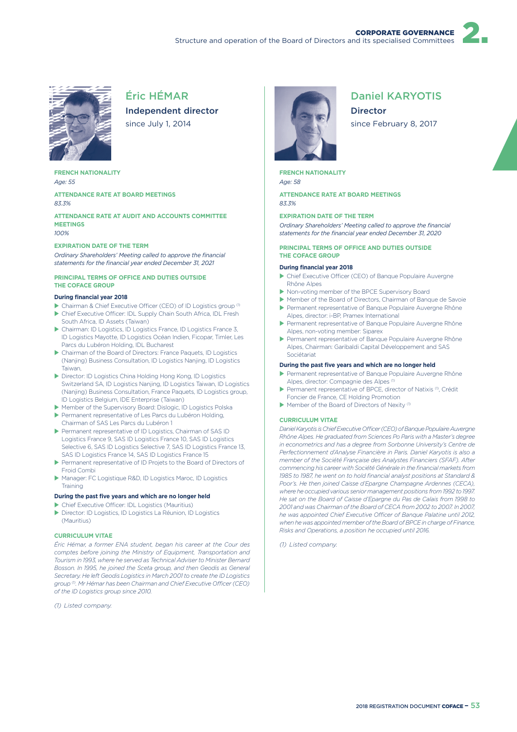## Éric HÉMAR

**Independent director**

since July 1, 2014

**FRENCH NATIONALITY**

*Age: 55*

**ATTENDANCE RATE AT BOARD MEETINGS**

*83.3%*

**ATTENDANCE RATE AT AUDIT AND ACCOUNTS COMMITTEE MEETINGS**

*100%*

**EXPIRATION DATE OF THE TERM**

*Ordinary Shareholders' Meeting called to approve the financial statements for the financial year ended December 31, 2021*

**PRINCIPAL TERMS OF OFFICE AND DUTIES OUTSIDE THE COFACE GROUP**

**During financial year 2018**

- Chairman & Chief Executive Officer (CEO) of ID Logistics group [1]
- Chief Executive Officer: IDL Supply Chain South Africa, IDL Fresh South Africa, ID Assets (Taiwan)
- Chairman: ID Logistics, ID Logistics France, ID Logistics France 3, ID Logistics Mayotte, ID Logistics Océan Indien, Ficopar, Timler, Les Parcs du Lubéron Holding, IDL Bucharest
- Chairman of the Board of Directors: France Paquets, ID Logistics (Nanjing) Business Consultation, ID Logistics Nanjing, ID Logistics Taiwan,
- Director: ID Logistics China Holding Hong Kong, ID Logistics Switzerland SA, ID Logistics Nanjing, ID Logistics Taiwan, ID Logistics (Nanjing) Business Consultation, France Paquets, ID Logistics group, ID Logistics Belgium, IDE Enterprise (Taiwan)
- Member of the Supervisory Board: Dislogic, ID Logistics Polska
- Permanent representative of Les Parcs du Lubéron Holding, Chairman of SAS Les Parcs du Lubéron 1
- Permanent representative of ID Logistics, Chairman of SAS ID Logistics France 9, SAS ID Logistics France 10, SAS ID Logistics Selective 6, SAS ID Logistics Selective 7, SAS ID Logistics France 13, SAS ID Logistics France 14, SAS ID Logistics France 15
- Permanent representative of ID Projets to the Board of Directors of Froid Combi
- Manager: FC Logistique R&D, ID Logistics Maroc, ID Logistics Training

**During the past five years and which are no longer held**

- Chief Executive Officer: IDL Logistics (Mauritius)
- Director: ID Logistics, ID Logistics La Réunion, ID Logistics (Mauritius)

**CURRICULUM VITAE**

*Éric Hémar, a former ENA student, began his career at the Cour des comptes before joining the Ministry of Equipment, Transportation and Tourism in 1993, where he served as Technical Adviser to Minister Bernard Bosson. In 1995, he joined the Sceta group, and then Geodis as General Secretary. He left Geodis Logistics in March 2001 to create the ID Logistics group [1]. Mr Hémar has been Chairman and Chief Executive Officer (CEO) of the ID Logistics group since 2010.*

*(1) Listed company.*

## Daniel KARYOTIS

**Director**

since February 8, 2017

**FRENCH NATIONALITY**

*Age: 58*

**ATTENDANCE RATE AT BOARD MEETINGS**

*83.3%*

**EXPIRATION DATE OF THE TERM**

*Ordinary Shareholders' Meeting called to approve the financial statements for the financial year ended December 31, 2020*

**PRINCIPAL TERMS OF OFFICE AND DUTIES OUTSIDE THE COFACE GROUP**

**During financial year 2018**

- Chief Executive Officer (CEO) of Banque Populaire Auvergne Rhône Alpes
- Non-voting member of the BPCE Supervisory Board
- Member of the Board of Directors, Chairman of Banque de Savoie
- Permanent representative of Banque Populaire Auvergne Rhône Alpes, director: i-BP, Pramex International
- Permanent representative of Banque Populaire Auvergne Rhône Alpes, non-voting member: Siparex
- Permanent representative of Banque Populaire Auvergne Rhône Alpes, Chairman: Garibaldi Capital Développement and SAS Sociétariat

**During the past five years and which are no longer held**

- Permanent representative of Banque Populaire Auvergne Rhône Alpes, director: Compagnie des Alpes [1]
- Permanent representative of BPCE, director of Natixis [1], Crédit Foncier de France, CE Holding Promotion
- Member of the Board of Directors of Nexity [1]

**CURRICULUM VITAE**

*Daniel Karyotis is Chief Executive Officer (CEO) of Banque Populaire Auvergne Rhône Alpes. He graduated from Sciences Po Paris with a Master's degree in econometrics and has a degree from Sorbonne University's Centre de Perfectionnement d'Analyse Financière in Paris. Daniel Karyotis is also a member of the Société Française des Analystes Financiers (SFAF). After commencing his career with Société Générale in the financial markets from 1985 to 1987, he went on to hold financial analyst positions at Standard & Poor's. He then joined Caisse d'Epargne Champagne Ardennes (CECA), where he occupied various senior management positions from 1992 to 1997. He sat on the Board of Caisse d'Epargne du Pas de Calais from 1998 to 2001 and was Chairman of the Board of CECA from 2002 to 2007. In 2007, he was appointed Chief Executive Officer of Banque Palatine until 2012, when he was appointed member of the Board of BPCE in charge of Finance, Risks and Operations, a position he occupied until 2016.*

*(1) Listed company.*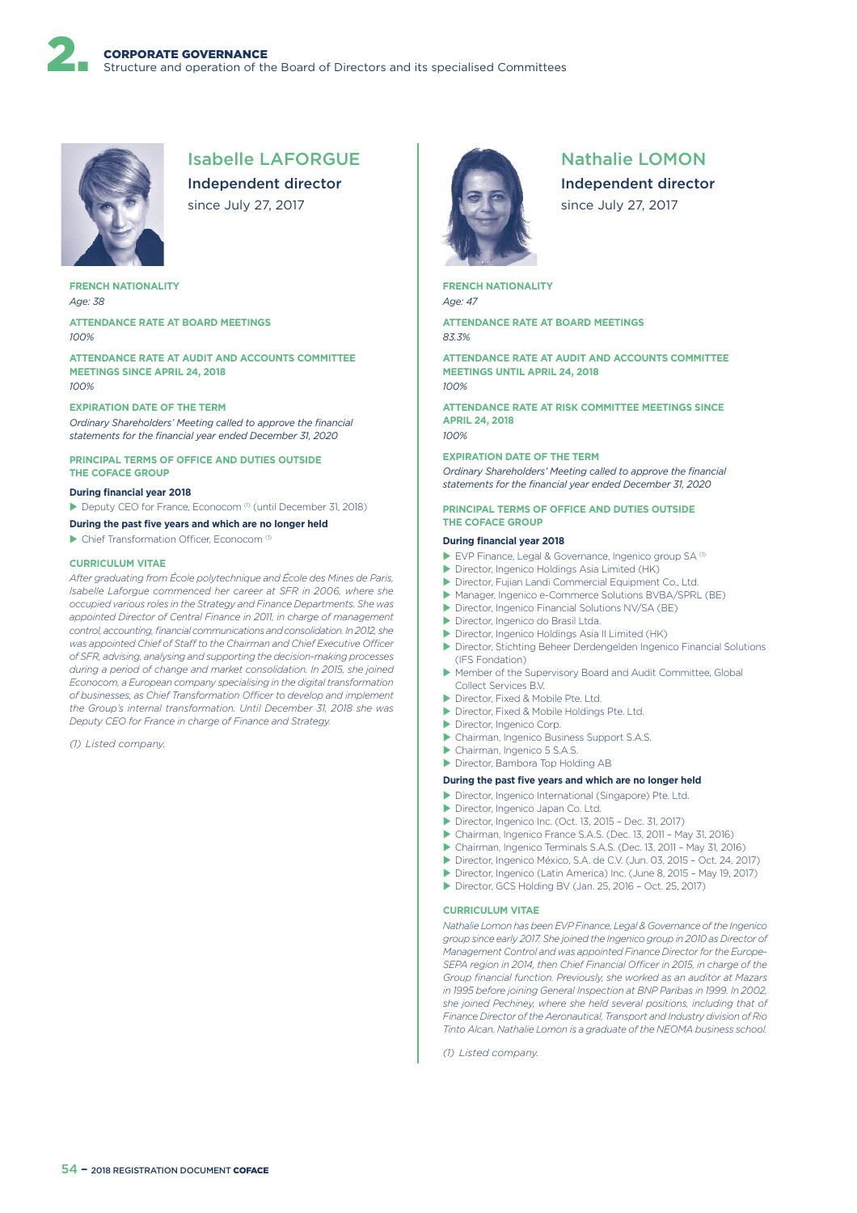## Isabelle LAFORGUE

**Independent director**

since July 27, 2017

**FRENCH NATIONALITY**

*Age: 38*

**ATTENDANCE RATE AT BOARD MEETINGS**

*100%*

**ATTENDANCE RATE AT AUDIT AND ACCOUNTS COMMITTEE MEETINGS SINCE APRIL 24, 2018**

*100%*

**EXPIRATION DATE OF THE TERM**

*Ordinary Shareholders' Meeting called to approve the financial statements for the financial year ended December 31, 2020*

**PRINCIPAL TERMS OF OFFICE AND DUTIES OUTSIDE THE COFACE GROUP**

**During financial year 2018**

- Deputy CEO for France, Econocom [1] (until December 31, 2018)

**During the past five years and which are no longer held**

- Chief Transformation Officer, Econocom [1]

**CURRICULUM VITAE**

*After graduating from École polytechnique and École des Mines de Paris, Isabelle Laforgue commenced her career at SFR in 2006, where she occupied various roles in the Strategy and Finance Departments. She was appointed Director of Central Finance in 2011, in charge of management control, accounting, financial communications and consolidation. In 2012, she was appointed Chief of Staff to the Chairman and Chief Executive Officer of SFR, advising, analysing and supporting the decision-making processes during a period of change and market consolidation. In 2015, she joined Econocom, a European company specialising in the digital transformation of businesses, as Chief Transformation Officer to develop and implement the Group's internal transformation. Until December 31, 2018 she was Deputy CEO for France in charge of Finance and Strategy.*

*(1) Listed company.*

## Nathalie LOMON

**Independent director**

since July 27, 2017

**FRENCH NATIONALITY**

*Age: 47*

**ATTENDANCE RATE AT BOARD MEETINGS**

*83.3%*

**ATTENDANCE RATE AT AUDIT AND ACCOUNTS COMMITTEE MEETINGS UNTIL APRIL 24, 2018**

*100%*

**ATTENDANCE RATE AT RISK COMMITTEE MEETINGS SINCE APRIL 24, 2018**

*100%*

**EXPIRATION DATE OF THE TERM**

*Ordinary Shareholders' Meeting called to approve the financial statements for the financial year ended December 31, 2020*

**PRINCIPAL TERMS OF OFFICE AND DUTIES OUTSIDE THE COFACE GROUP**

**During financial year 2018**

- EVP Finance, Legal & Governance, Ingenico group SA [1]
- Director, Ingenico Holdings Asia Limited (HK)
- Director, Fujian Landi Commercial Equipment Co., Ltd.
- Manager, Ingenico e-Commerce Solutions BVBA/SPRL (BE)
- Director, Ingenico Financial Solutions NV/SA (BE)
- Director, Ingenico do Brasil Ltda.
- Director, Ingenico Holdings Asia II Limited (HK)
- Director, Stichting Beheer Derdengelden Ingenico Financial Solutions (IFS Fondation)
- Member of the Supervisory Board and Audit Committee, Global Collect Services B.V.
- Director, Fixed & Mobile Pte. Ltd.
- Director, Fixed & Mobile Holdings Pte. Ltd.
- Director, Ingenico Corp.
- Chairman, Ingenico Business Support S.A.S.
- Chairman, Ingenico 5 S.A.S.
- Director, Bambora Top Holding AB

**During the past five years and which are no longer held**

- Director, Ingenico International (Singapore) Pte. Ltd.
- Director, Ingenico Japan Co. Ltd.
- Director, Ingenico Inc. (Oct. 13, 2015 – Dec. 31, 2017)
- Chairman, Ingenico France S.A.S. (Dec. 13, 2011 – May 31, 2016)
- Chairman, Ingenico Terminals S.A.S. (Dec. 13, 2011 – May 31, 2016)
- Director, Ingenico México, S.A. de C.V. (Jun. 03, 2015 – Oct. 24, 2017)
- Director, Ingenico (Latin America) Inc. (June 8, 2015 – May 19, 2017)
- Director, GCS Holding BV (Jan. 25, 2016 – Oct. 25, 2017)

**CURRICULUM VITAE**

*Nathalie Lomon has been EVP Finance, Legal & Governance of the Ingenico group since early 2017. She joined the Ingenico group in 2010 as Director of Management Control and was appointed Finance Director for the Europe-SEPA region in 2014, then Chief Financial Officer in 2015, in charge of the Group financial function. Previously, she worked as an auditor at Mazars in 1995 before joining General Inspection at BNP Paribas in 1999. In 2002, she joined Pechiney, where she held several positions, including that of Finance Director of the Aeronautical, Transport and Industry division of Rio Tinto Alcan. Nathalie Lomon is a graduate of the NEOMA business school.*

*(1) Listed company.*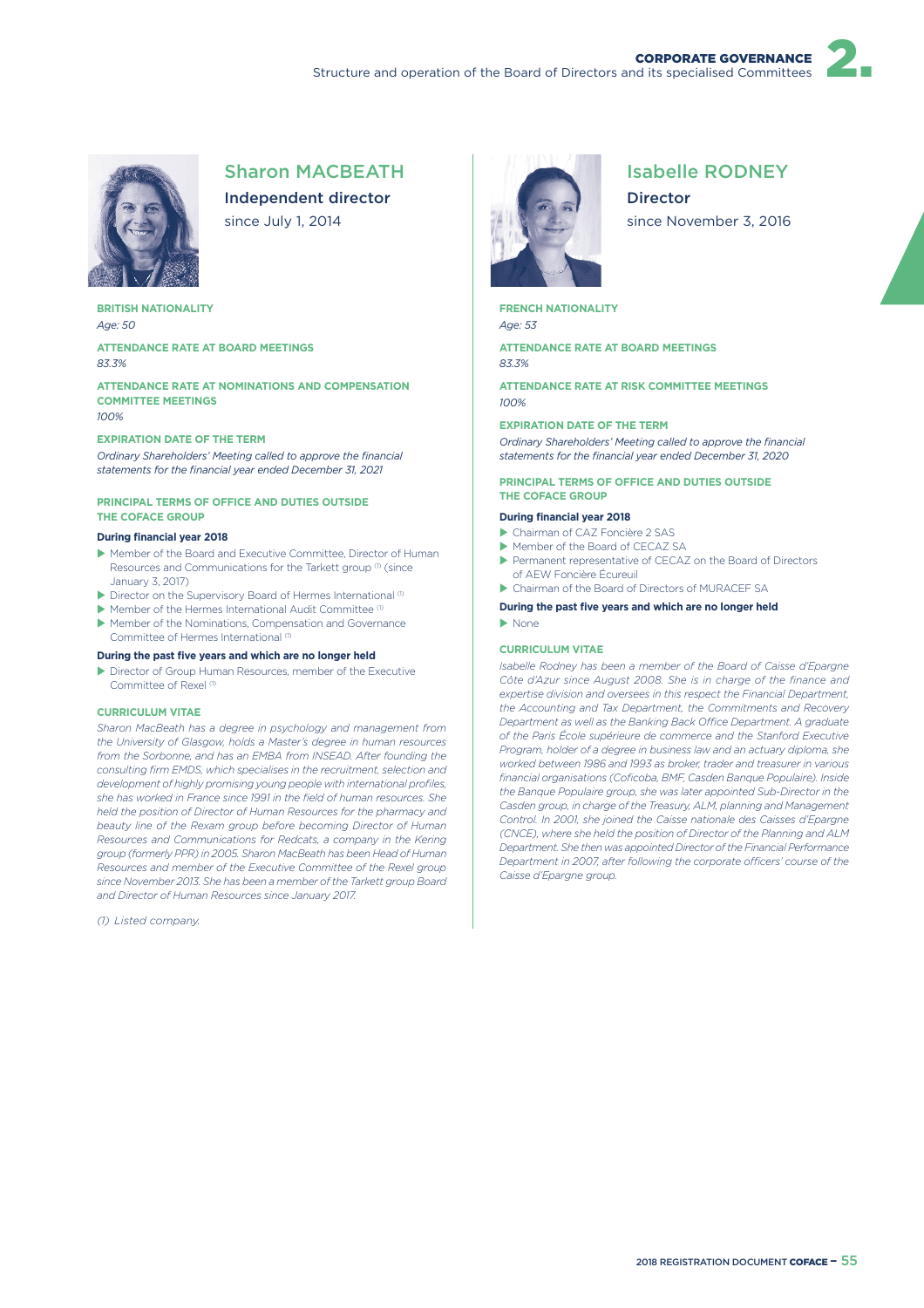## Sharon MACBEATH

### Independent director

since July 1, 2014

**BRITISH NATIONALITY**

*Age: 50*

**ATTENDANCE RATE AT BOARD MEETINGS**

*83.3%*

**ATTENDANCE RATE AT NOMINATIONS AND COMPENSATION COMMITTEE MEETINGS**

*100%*

**EXPIRATION DATE OF THE TERM**

*Ordinary Shareholders' Meeting called to approve the financial statements for the financial year ended December 31, 2021*

**PRINCIPAL TERMS OF OFFICE AND DUTIES OUTSIDE THE COFACE GROUP**

**During financial year 2018**

- Member of the Board and Executive Committee, Director of Human Resources and Communications for the Tarkett group [1] (since January 3, 2017)
- Director on the Supervisory Board of Hermes International [1]
- Member of the Hermes International Audit Committee [1]
- Member of the Nominations, Compensation and Governance Committee of Hermes International [1]

**During the past five years and which are no longer held**

- Director of Group Human Resources, member of the Executive Committee of Rexel [1]

**CURRICULUM VITAE**

*Sharon MacBeath has a degree in psychology and management from the University of Glasgow, holds a Master's degree in human resources from the Sorbonne, and has an EMBA from INSEAD. After founding the consulting firm EMDS, which specialises in the recruitment, selection and development of highly promising young people with international profiles, she has worked in France since 1991 in the field of human resources. She held the position of Director of Human Resources for the pharmacy and beauty line of the Rexam group before becoming Director of Human Resources and Communications for Redcats, a company in the Kering group (formerly PPR) in 2005. Sharon MacBeath has been Head of Human Resources and member of the Executive Committee of the Rexel group since November 2013. She has been a member of the Tarkett group Board and Director of Human Resources since January 2017.*

*(1) Listed company.*

## Isabelle RODNEY

### Director

since November 3, 2016

**FRENCH NATIONALITY**

*Age: 53*

**ATTENDANCE RATE AT BOARD MEETINGS**

*83.3%*

**ATTENDANCE RATE AT RISK COMMITTEE MEETINGS**

*100%*

**EXPIRATION DATE OF THE TERM**

*Ordinary Shareholders' Meeting called to approve the financial statements for the financial year ended December 31, 2020*

**PRINCIPAL TERMS OF OFFICE AND DUTIES OUTSIDE THE COFACE GROUP**

**During financial year 2018**

- Chairman of CAZ Foncière 2 SAS
- Member of the Board of CECAZ SA
- Permanent representative of CECAZ on the Board of Directors of AEW Foncière Écureuil
- Chairman of the Board of Directors of MURACEF SA

**During the past five years and which are no longer held**

- None

**CURRICULUM VITAE**

*Isabelle Rodney has been a member of the Board of Caisse d'Epargne Côte d'Azur since August 2008. She is in charge of the finance and expertise division and oversees in this respect the Financial Department, the Accounting and Tax Department, the Commitments and Recovery Department as well as the Banking Back Office Department. A graduate of the Paris École supérieure de commerce and the Stanford Executive Program, holder of a degree in business law and an actuary diploma, she worked between 1986 and 1993 as broker, trader and treasurer in various financial organisations (Coficoba, BMF, Casden Banque Populaire). Inside the Banque Populaire group, she was later appointed Sub-Director in the Casden group, in charge of the Treasury, ALM, planning and Management Control. In 2001, she joined the Caisse nationale des Caisses d'Epargne (CNCE), where she held the position of Director of the Planning and ALM Department. She then was appointed Director of the Financial Performance Department in 2007, after following the corporate officers' course of the Caisse d'Epargne group.*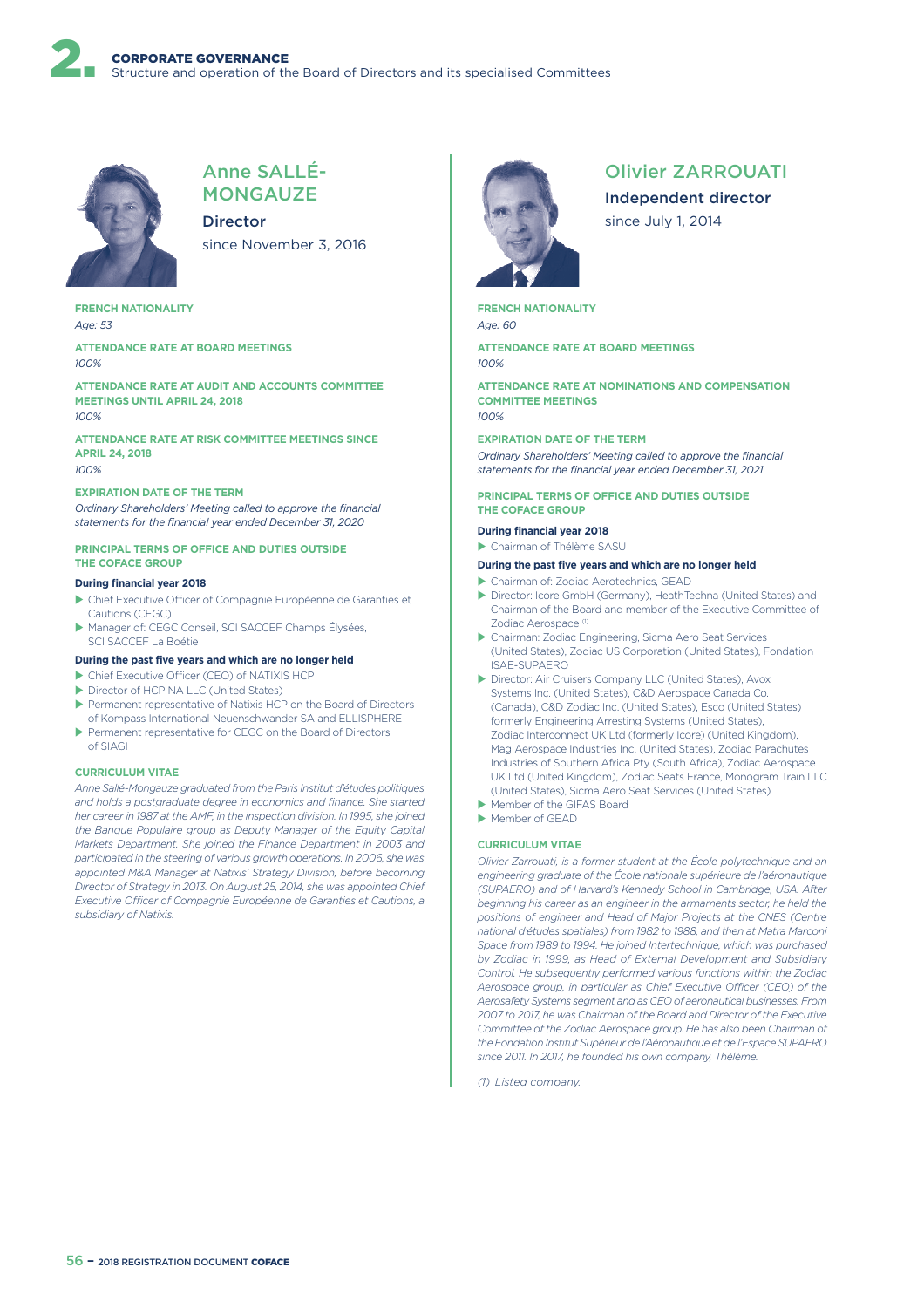## Anne SALLÉ-MONGAUZE

**Director**

since November 3, 2016

**FRENCH NATIONALITY**

*Age: 53*

**ATTENDANCE RATE AT BOARD MEETINGS**

*100%*

**ATTENDANCE RATE AT AUDIT AND ACCOUNTS COMMITTEE MEETINGS UNTIL APRIL 24, 2018**

*100%*

**ATTENDANCE RATE AT RISK COMMITTEE MEETINGS SINCE APRIL 24, 2018**

*100%*

**EXPIRATION DATE OF THE TERM**

*Ordinary Shareholders' Meeting called to approve the financial statements for the financial year ended December 31, 2020*

**PRINCIPAL TERMS OF OFFICE AND DUTIES OUTSIDE THE COFACE GROUP**

**During financial year 2018**

- Chief Executive Officer of Compagnie Européenne de Garanties et Cautions (CEGC)
- Manager of: CEGC Conseil, SCI SACCEF Champs Élysées, SCI SACCEF La Boétie

**During the past five years and which are no longer held**

- Chief Executive Officer (CEO) of NATIXIS HCP
- Director of HCP NA LLC (United States)
- Permanent representative of Natixis HCP on the Board of Directors of Kompass International Neuenschwander SA and ELLISPHERE
- Permanent representative for CEGC on the Board of Directors of SIAGI

**CURRICULUM VITAE**

*Anne Sallé-Mongauze graduated from the Paris Institut d'études politiques and holds a postgraduate degree in economics and finance. She started her career in 1987 at the AMF, in the inspection division. In 1995, she joined the Banque Populaire group as Deputy Manager of the Equity Capital Markets Department. She joined the Finance Department in 2003 and participated in the steering of various growth operations. In 2006, she was appointed M&A Manager at Natixis' Strategy Division, before becoming Director of Strategy in 2013. On August 25, 2014, she was appointed Chief Executive Officer of Compagnie Européenne de Garanties et Cautions, a subsidiary of Natixis.*

## Olivier ZARROUATI

**Independent director**

since July 1, 2014

**FRENCH NATIONALITY**

*Age: 60*

**ATTENDANCE RATE AT BOARD MEETINGS**

*100%*

**ATTENDANCE RATE AT NOMINATIONS AND COMPENSATION COMMITTEE MEETINGS**

*100%*

**EXPIRATION DATE OF THE TERM**

*Ordinary Shareholders' Meeting called to approve the financial statements for the financial year ended December 31, 2021*

**PRINCIPAL TERMS OF OFFICE AND DUTIES OUTSIDE THE COFACE GROUP**

**During financial year 2018**

- Chairman of Thélème SASU

**During the past five years and which are no longer held**

- Chairman of: Zodiac Aerotechnics, GEAD
- Director: Icore GmbH (Germany), HeathTechna (United States) and Chairman of the Board and member of the Executive Committee of Zodiac Aerospace [(1)]
- Chairman: Zodiac Engineering, Sicma Aero Seat Services (United States), Zodiac US Corporation (United States), Fondation ISAE-SUPAERO
- Director: Air Cruisers Company LLC (United States), Avox Systems Inc. (United States), C&D Aerospace Canada Co. (Canada), C&D Zodiac Inc. (United States), Esco (United States) formerly Engineering Arresting Systems (United States), Zodiac Interconnect UK Ltd (formerly Icore) (United Kingdom), Mag Aerospace Industries Inc. (United States), Zodiac Parachutes Industries of Southern Africa Pty (South Africa), Zodiac Aerospace UK Ltd (United Kingdom), Zodiac Seats France, Monogram Train LLC (United States), Sicma Aero Seat Services (United States)
- Member of the GIFAS Board
- Member of GEAD

**CURRICULUM VITAE**

*Olivier Zarrouati, is a former student at the École polytechnique and an engineering graduate of the École nationale supérieure de l'aéronautique (SUPAERO) and of Harvard's Kennedy School in Cambridge, USA. After beginning his career as an engineer in the armaments sector, he held the positions of engineer and Head of Major Projects at the CNES (Centre national d'études spatiales) from 1982 to 1988, and then at Matra Marconi Space from 1989 to 1994. He joined Intertechnique, which was purchased by Zodiac in 1999, as Head of External Development and Subsidiary Control. He subsequently performed various functions within the Zodiac Aerospace group, in particular as Chief Executive Officer (CEO) of the Aerosafety Systems segment and as CEO of aeronautical businesses. From 2007 to 2017, he was Chairman of the Board and Director of the Executive Committee of the Zodiac Aerospace group. He has also been Chairman of the Fondation Institut Supérieur de l'Aéronautique et de l'Espace SUPAERO since 2011. In 2017, he founded his own company, Thélème.*

*(1) Listed company.*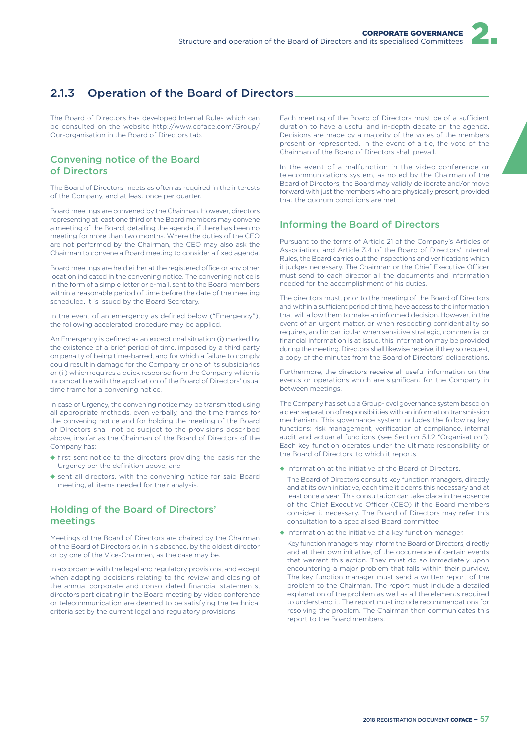## 2.1.3 Operation of the Board of Directors

The Board of Directors has developed Internal Rules which can be consulted on the website http://www.coface.com/Group/Our-organisation in the Board of Directors tab.

### Convening notice of the Board of Directors

The Board of Directors meets as often as required in the interests of the Company, and at least once per quarter.

Board meetings are convened by the Chairman. However, directors representing at least one third of the Board members may convene a meeting of the Board, detailing the agenda, if there has been no meeting for more than two months. Where the duties of the CEO are not performed by the Chairman, the CEO may also ask the Chairman to convene a Board meeting to consider a fixed agenda.

Board meetings are held either at the registered office or any other location indicated in the convening notice. The convening notice is in the form of a simple letter or e-mail, sent to the Board members within a reasonable period of time before the date of the meeting scheduled. It is issued by the Board Secretary.

In the event of an emergency as defined below ("Emergency"), the following accelerated procedure may be applied.

An Emergency is defined as an exceptional situation (i) marked by the existence of a brief period of time, imposed by a third party on penalty of being time-barred, and for which a failure to comply could result in damage for the Company or one of its subsidiaries or (ii) which requires a quick response from the Company which is incompatible with the application of the Board of Directors' usual time frame for a convening notice.

In case of Urgency, the convening notice may be transmitted using all appropriate methods, even verbally, and the time frames for the convening notice and for holding the meeting of the Board of Directors shall not be subject to the provisions described above, insofar as the Chairman of the Board of Directors of the Company has:

- first sent notice to the directors providing the basis for the Urgency per the definition above; and
- sent all directors, with the convening notice for said Board meeting, all items needed for their analysis.

### Holding of the Board of Directors' meetings

Meetings of the Board of Directors are chaired by the Chairman of the Board of Directors or, in his absence, by the oldest director or by one of the Vice-Chairmen, as the case may be..

In accordance with the legal and regulatory provisions, and except when adopting decisions relating to the review and closing of the annual corporate and consolidated financial statements, directors participating in the Board meeting by video conference or telecommunication are deemed to be satisfying the technical criteria set by the current legal and regulatory provisions.

Each meeting of the Board of Directors must be of a sufficient duration to have a useful and in-depth debate on the agenda. Decisions are made by a majority of the votes of the members present or represented. In the event of a tie, the vote of the Chairman of the Board of Directors shall prevail.

In the event of a malfunction in the video conference or telecommunications system, as noted by the Chairman of the Board of Directors, the Board may validly deliberate and/or move forward with just the members who are physically present, provided that the quorum conditions are met.

### Informing the Board of Directors

Pursuant to the terms of Article 21 of the Company's Articles of Association, and Article 3.4 of the Board of Directors' Internal Rules, the Board carries out the inspections and verifications which it judges necessary. The Chairman or the Chief Executive Officer must send to each director all the documents and information needed for the accomplishment of his duties.

The directors must, prior to the meeting of the Board of Directors and within a sufficient period of time, have access to the information that will allow them to make an informed decision. However, in the event of an urgent matter, or when respecting confidentiality so requires, and in particular when sensitive strategic, commercial or financial information is at issue, this information may be provided during the meeting. Directors shall likewise receive, if they so request, a copy of the minutes from the Board of Directors' deliberations.

Furthermore, the directors receive all useful information on the events or operations which are significant for the Company in between meetings.

The Company has set up a Group-level governance system based on a clear separation of responsibilities with an information transmission mechanism. This governance system includes the following key functions: risk management, verification of compliance, internal audit and actuarial functions (see Section 5.1.2 "Organisation"). Each key function operates under the ultimate responsibility of the Board of Directors, to which it reports.

- Information at the initiative of the Board of Directors.

  The Board of Directors consults key function managers, directly and at its own initiative, each time it deems this necessary and at least once a year. This consultation can take place in the absence of the Chief Executive Officer (CEO) if the Board members consider it necessary. The Board of Directors may refer this consultation to a specialised Board committee.

- Information at the initiative of a key function manager.

  Key function managers may inform the Board of Directors, directly and at their own initiative, of the occurrence of certain events that warrant this action. They must do so immediately upon encountering a major problem that falls within their purview. The key function manager must send a written report of the problem to the Chairman. The report must include a detailed explanation of the problem as well as all the elements required to understand it. The report must include recommendations for resolving the problem. The Chairman then communicates this report to the Board members.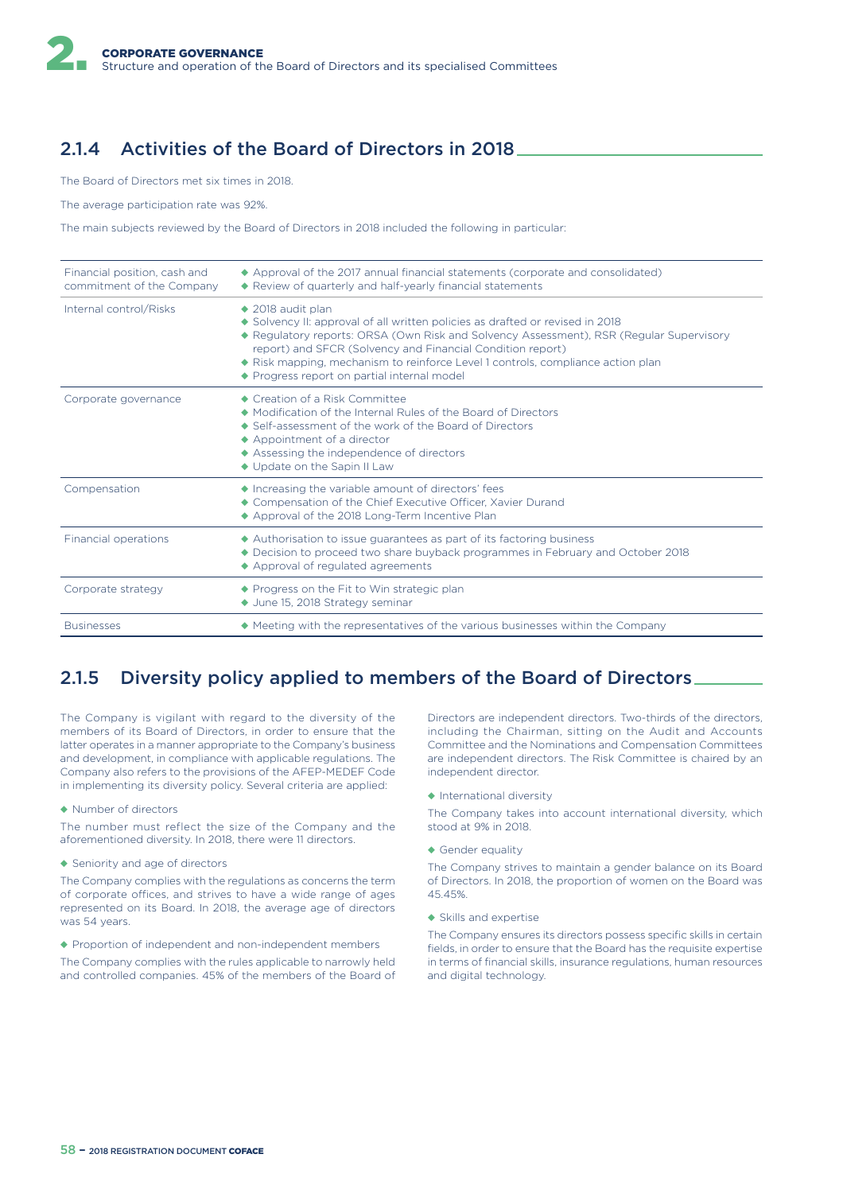## 2.1.4 Activities of the Board of Directors in 2018

The Board of Directors met six times in 2018.

The average participation rate was 92%.

The main subjects reviewed by the Board of Directors in 2018 included the following in particular:

| | |
|---|---|
| Financial position, cash and commitment of the Company | ◆ Approval of the 2017 annual financial statements (corporate and consolidated)<br>◆ Review of quarterly and half-yearly financial statements |
| Internal control/Risks | ◆ 2018 audit plan<br>◆ Solvency II: approval of all written policies as drafted or revised in 2018<br>◆ Regulatory reports: ORSA (Own Risk and Solvency Assessment), RSR (Regular Supervisory report) and SFCR (Solvency and Financial Condition report)<br>◆ Risk mapping, mechanism to reinforce Level 1 controls, compliance action plan<br>◆ Progress report on partial internal model |
| Corporate governance | ◆ Creation of a Risk Committee<br>◆ Modification of the Internal Rules of the Board of Directors<br>◆ Self-assessment of the work of the Board of Directors<br>◆ Appointment of a director<br>◆ Assessing the independence of directors<br>◆ Update on the Sapin II Law |
| Compensation | ◆ Increasing the variable amount of directors' fees<br>◆ Compensation of the Chief Executive Officer, Xavier Durand<br>◆ Approval of the 2018 Long-Term Incentive Plan |
| Financial operations | ◆ Authorisation to issue guarantees as part of its factoring business<br>◆ Decision to proceed two share buyback programmes in February and October 2018<br>◆ Approval of regulated agreements |
| Corporate strategy | ◆ Progress on the Fit to Win strategic plan<br>◆ June 15, 2018 Strategy seminar |
| Businesses | ◆ Meeting with the representatives of the various businesses within the Company |

## 2.1.5 Diversity policy applied to members of the Board of Directors

The Company is vigilant with regard to the diversity of the members of its Board of Directors, in order to ensure that the latter operates in a manner appropriate to the Company's business and development, in compliance with applicable regulations. The Company also refers to the provisions of the AFEP-MEDEF Code in implementing its diversity policy. Several criteria are applied:

◆ Number of directors

The number must reflect the size of the Company and the aforementioned diversity. In 2018, there were 11 directors.

◆ Seniority and age of directors

The Company complies with the regulations as concerns the term of corporate offices, and strives to have a wide range of ages represented on its Board. In 2018, the average age of directors was 54 years.

◆ Proportion of independent and non-independent members

The Company complies with the rules applicable to narrowly held and controlled companies. 45% of the members of the Board of Directors are independent directors. Two-thirds of the directors, including the Chairman, sitting on the Audit and Accounts Committee and the Nominations and Compensation Committees are independent directors. The Risk Committee is chaired by an independent director.

◆ International diversity

The Company takes into account international diversity, which stood at 9% in 2018.

◆ Gender equality

The Company strives to maintain a gender balance on its Board of Directors. In 2018, the proportion of women on the Board was 45.45%.

◆ Skills and expertise

The Company ensures its directors possess specific skills in certain fields, in order to ensure that the Board has the requisite expertise in terms of financial skills, insurance regulations, human resources and digital technology.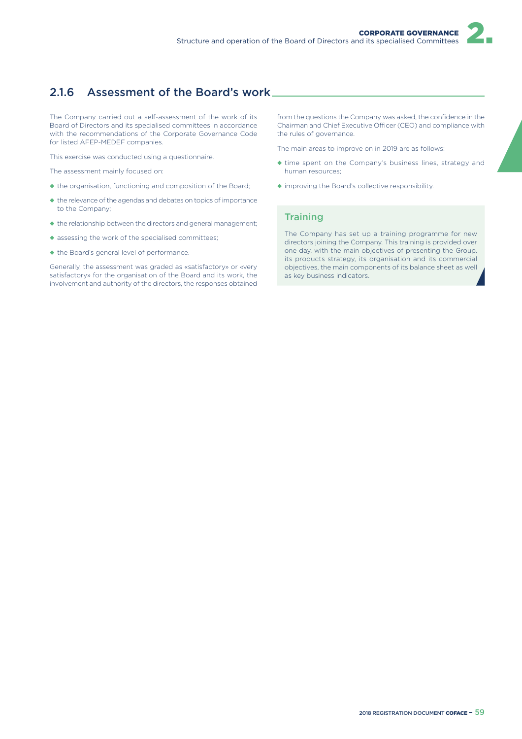## 2.1.6 Assessment of the Board's work

The Company carried out a self-assessment of the work of its Board of Directors and its specialised committees in accordance with the recommendations of the Corporate Governance Code for listed AFEP-MEDEF companies.

This exercise was conducted using a questionnaire.

The assessment mainly focused on:

- the organisation, functioning and composition of the Board;
- the relevance of the agendas and debates on topics of importance to the Company;
- the relationship between the directors and general management;
- assessing the work of the specialised committees;
- the Board's general level of performance.

Generally, the assessment was graded as «satisfactory» or «very satisfactory» for the organisation of the Board and its work, the involvement and authority of the directors, the responses obtained from the questions the Company was asked, the confidence in the Chairman and Chief Executive Officer (CEO) and compliance with the rules of governance.

The main areas to improve on in 2019 are as follows:

- time spent on the Company's business lines, strategy and human resources;
- improving the Board's collective responsibility.

### Training

The Company has set up a training programme for new directors joining the Company. This training is provided over one day, with the main objectives of presenting the Group, its products strategy, its organisation and its commercial objectives, the main components of its balance sheet as well as key business indicators.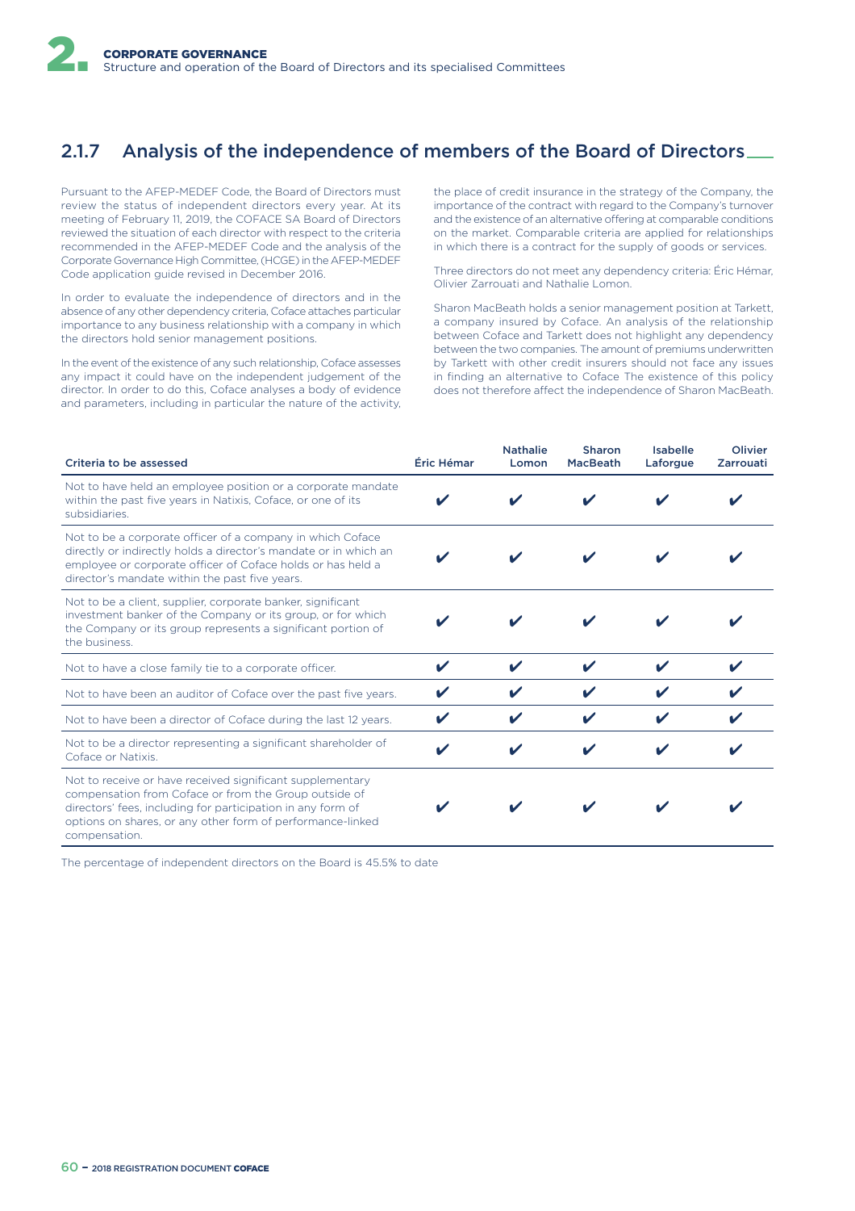## 2.1.7 Analysis of the independence of members of the Board of Directors

Pursuant to the AFEP-MEDEF Code, the Board of Directors must review the status of independent directors every year. At its meeting of February 11, 2019, the COFACE SA Board of Directors reviewed the situation of each director with respect to the criteria recommended in the AFEP-MEDEF Code and the analysis of the Corporate Governance High Committee, (HCGE) in the AFEP-MEDEF Code application guide revised in December 2016.

In order to evaluate the independence of directors and in the absence of any other dependency criteria, Coface attaches particular importance to any business relationship with a company in which the directors hold senior management positions.

In the event of the existence of any such relationship, Coface assesses any impact it could have on the independent judgement of the director. In order to do this, Coface analyses a body of evidence and parameters, including in particular the nature of the activity, the place of credit insurance in the strategy of the Company, the importance of the contract with regard to the Company's turnover and the existence of an alternative offering at comparable conditions on the market. Comparable criteria are applied for relationships in which there is a contract for the supply of goods or services.

Three directors do not meet any dependency criteria: Éric Hémar, Olivier Zarrouati and Nathalie Lomon.

Sharon MacBeath holds a senior management position at Tarkett, a company insured by Coface. An analysis of the relationship between Coface and Tarkett does not highlight any dependency between the two companies. The amount of premiums underwritten by Tarkett with other credit insurers should not face any issues in finding an alternative to Coface The existence of this policy does not therefore affect the independence of Sharon MacBeath.

| Criteria to be assessed | Éric Hémar | Nathalie Lomon | Sharon MacBeath | Isabelle Laforgue | Olivier Zarrouati |
|---|---|---|---|---|---|
| Not to have held an employee position or a corporate mandate within the past five years in Natixis, Coface, or one of its subsidiaries. | ✔ | ✔ | ✔ | ✔ | ✔ |
| Not to be a corporate officer of a company in which Coface directly or indirectly holds a director's mandate or in which an employee or corporate officer of Coface holds or has held a director's mandate within the past five years. | ✔ | ✔ | ✔ | ✔ | ✔ |
| Not to be a client, supplier, corporate banker, significant investment banker of the Company or its group, or for which the Company or its group represents a significant portion of the business. | ✔ | ✔ | ✔ | ✔ | ✔ |
| Not to have a close family tie to a corporate officer. | ✔ | ✔ | ✔ | ✔ | ✔ |
| Not to have been an auditor of Coface over the past five years. | ✔ | ✔ | ✔ | ✔ | ✔ |
| Not to have been a director of Coface during the last 12 years. | ✔ | ✔ | ✔ | ✔ | ✔ |
| Not to be a director representing a significant shareholder of Coface or Natixis. | ✔ | ✔ | ✔ | ✔ | ✔ |
| Not to receive or have received significant supplementary compensation from Coface or from the Group outside of directors' fees, including for participation in any form of options on shares, or any other form of performance-linked compensation. | ✔ | ✔ | ✔ | ✔ | ✔ |

The percentage of independent directors on the Board is 45.5% to date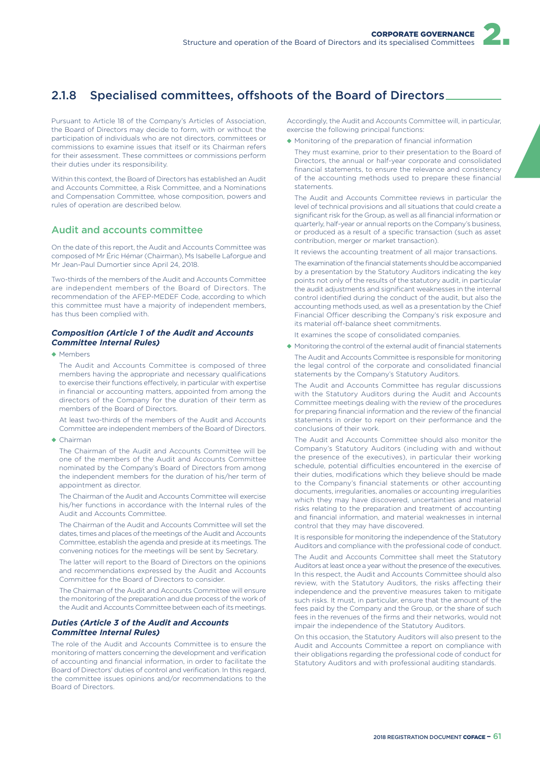## 2.1.8 Specialised committees, offshoots of the Board of Directors

Pursuant to Article 18 of the Company's Articles of Association, the Board of Directors may decide to form, with or without the participation of individuals who are not directors, committees or commissions to examine issues that itself or its Chairman refers for their assessment. These committees or commissions perform their duties under its responsibility.

Within this context, the Board of Directors has established an Audit and Accounts Committee, a Risk Committee, and a Nominations and Compensation Committee, whose composition, powers and rules of operation are described below.

### Audit and accounts committee

On the date of this report, the Audit and Accounts Committee was composed of Mr Éric Hémar (Chairman), Ms Isabelle Laforgue and Mr Jean-Paul Dumortier since April 24, 2018.

Two-thirds of the members of the Audit and Accounts Committee are independent members of the Board of Directors. The recommendation of the AFEP-MEDEF Code, according to which this committee must have a majority of independent members, has thus been complied with.

#### *Composition (Article 1 of the Audit and Accounts Committee Internal Rules)*

- Members

  The Audit and Accounts Committee is composed of three members having the appropriate and necessary qualifications to exercise their functions effectively, in particular with expertise in financial or accounting matters, appointed from among the directors of the Company for the duration of their term as members of the Board of Directors.

  At least two-thirds of the members of the Audit and Accounts Committee are independent members of the Board of Directors.

- Chairman

  The Chairman of the Audit and Accounts Committee will be one of the members of the Audit and Accounts Committee nominated by the Company's Board of Directors from among the independent members for the duration of his/her term of appointment as director.

  The Chairman of the Audit and Accounts Committee will exercise his/her functions in accordance with the Internal rules of the Audit and Accounts Committee.

  The Chairman of the Audit and Accounts Committee will set the dates, times and places of the meetings of the Audit and Accounts Committee, establish the agenda and preside at its meetings. The convening notices for the meetings will be sent by Secretary.

  The latter will report to the Board of Directors on the opinions and recommendations expressed by the Audit and Accounts Committee for the Board of Directors to consider.

  The Chairman of the Audit and Accounts Committee will ensure the monitoring of the preparation and due process of the work of the Audit and Accounts Committee between each of its meetings.

#### *Duties (Article 3 of the Audit and Accounts Committee Internal Rules)*

The role of the Audit and Accounts Committee is to ensure the monitoring of matters concerning the development and verification of accounting and financial information, in order to facilitate the Board of Directors' duties of control and verification. In this regard, the committee issues opinions and/or recommendations to the Board of Directors.

Accordingly, the Audit and Accounts Committee will, in particular, exercise the following principal functions:

- Monitoring of the preparation of financial information

  They must examine, prior to their presentation to the Board of Directors, the annual or half-year corporate and consolidated financial statements, to ensure the relevance and consistency of the accounting methods used to prepare these financial statements.

  The Audit and Accounts Committee reviews in particular the level of technical provisions and all situations that could create a significant risk for the Group, as well as all financial information or quarterly, half-year or annual reports on the Company's business, or produced as a result of a specific transaction (such as asset contribution, merger or market transaction).

  It reviews the accounting treatment of all major transactions.

  The examination of the financial statements should be accompanied by a presentation by the Statutory Auditors indicating the key points not only of the results of the statutory audit, in particular the audit adjustments and significant weaknesses in the internal control identified during the conduct of the audit, but also the accounting methods used, as well as a presentation by the Chief Financial Officer describing the Company's risk exposure and its material off-balance sheet commitments.

  It examines the scope of consolidated companies.

- Monitoring the control of the external audit of financial statements

  The Audit and Accounts Committee is responsible for monitoring the legal control of the corporate and consolidated financial statements by the Company's Statutory Auditors.

  The Audit and Accounts Committee has regular discussions with the Statutory Auditors during the Audit and Accounts Committee meetings dealing with the review of the procedures for preparing financial information and the review of the financial statements in order to report on their performance and the conclusions of their work.

  The Audit and Accounts Committee should also monitor the Company's Statutory Auditors (including with and without the presence of the executives), in particular their working schedule, potential difficulties encountered in the exercise of their duties, modifications which they believe should be made to the Company's financial statements or other accounting documents, irregularities, anomalies or accounting irregularities which they may have discovered, uncertainties and material risks relating to the preparation and treatment of accounting and financial information, and material weaknesses in internal control that they may have discovered.

  It is responsible for monitoring the independence of the Statutory Auditors and compliance with the professional code of conduct.

  The Audit and Accounts Committee shall meet the Statutory Auditors at least once a year without the presence of the executives. In this respect, the Audit and Accounts Committee should also review, with the Statutory Auditors, the risks affecting their independence and the preventive measures taken to mitigate such risks. It must, in particular, ensure that the amount of the fees paid by the Company and the Group, or the share of such fees in the revenues of the firms and their networks, would not impair the independence of the Statutory Auditors.

  On this occasion, the Statutory Auditors will also present to the Audit and Accounts Committee a report on compliance with their obligations regarding the professional code of conduct for Statutory Auditors and with professional auditing standards.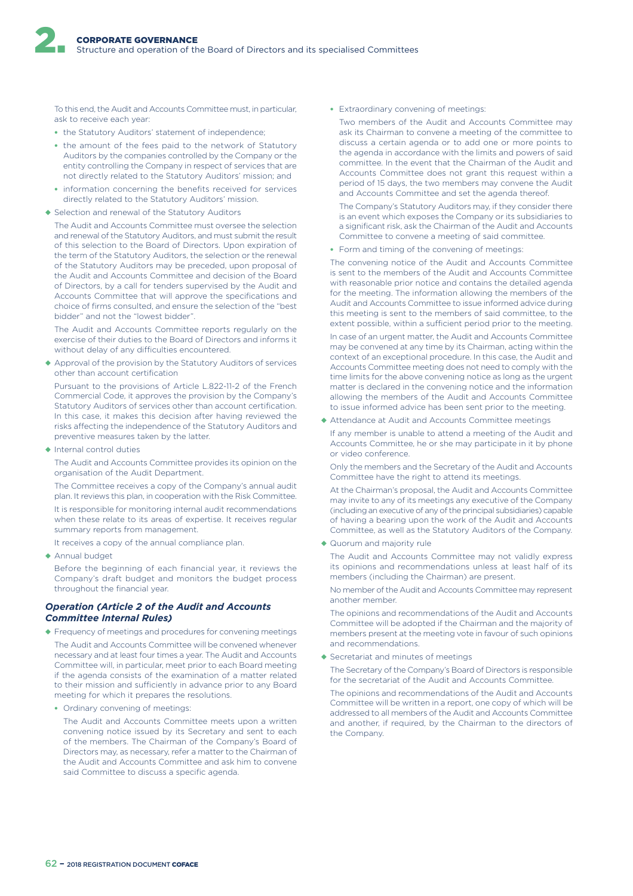To this end, the Audit and Accounts Committee must, in particular, ask to receive each year:

- the Statutory Auditors' statement of independence;
- the amount of the fees paid to the network of Statutory Auditors by the companies controlled by the Company or the entity controlling the Company in respect of services that are not directly related to the Statutory Auditors' mission; and
- information concerning the benefits received for services directly related to the Statutory Auditors' mission.

◆ Selection and renewal of the Statutory Auditors

The Audit and Accounts Committee must oversee the selection and renewal of the Statutory Auditors, and must submit the result of this selection to the Board of Directors. Upon expiration of the term of the Statutory Auditors, the selection or the renewal of the Statutory Auditors may be preceded, upon proposal of the Audit and Accounts Committee and decision of the Board of Directors, by a call for tenders supervised by the Audit and Accounts Committee that will approve the specifications and choice of firms consulted, and ensure the selection of the "best bidder" and not the "lowest bidder".

The Audit and Accounts Committee reports regularly on the exercise of their duties to the Board of Directors and informs it without delay of any difficulties encountered.

◆ Approval of the provision by the Statutory Auditors of services other than account certification

Pursuant to the provisions of Article L.822-11-2 of the French Commercial Code, it approves the provision by the Company's Statutory Auditors of services other than account certification. In this case, it makes this decision after having reviewed the risks affecting the independence of the Statutory Auditors and preventive measures taken by the latter.

◆ Internal control duties

The Audit and Accounts Committee provides its opinion on the organisation of the Audit Department.

The Committee receives a copy of the Company's annual audit plan. It reviews this plan, in cooperation with the Risk Committee.

It is responsible for monitoring internal audit recommendations when these relate to its areas of expertise. It receives regular summary reports from management.

It receives a copy of the annual compliance plan.

◆ Annual budget

Before the beginning of each financial year, it reviews the Company's draft budget and monitors the budget process throughout the financial year.

### *Operation (Article 2 of the Audit and Accounts Committee Internal Rules)*

◆ Frequency of meetings and procedures for convening meetings

The Audit and Accounts Committee will be convened whenever necessary and at least four times a year. The Audit and Accounts Committee will, in particular, meet prior to each Board meeting if the agenda consists of the examination of a matter related to their mission and sufficiently in advance prior to any Board meeting for which it prepares the resolutions.

- Ordinary convening of meetings:

  The Audit and Accounts Committee meets upon a written convening notice issued by its Secretary and sent to each of the members. The Chairman of the Company's Board of Directors may, as necessary, refer a matter to the Chairman of the Audit and Accounts Committee and ask him to convene said Committee to discuss a specific agenda.

- Extraordinary convening of meetings:

  Two members of the Audit and Accounts Committee may ask its Chairman to convene a meeting of the committee to discuss a certain agenda or to add one or more points to the agenda in accordance with the limits and powers of said committee. In the event that the Chairman of the Audit and Accounts Committee does not grant this request within a period of 15 days, the two members may convene the Audit and Accounts Committee and set the agenda thereof.

  The Company's Statutory Auditors may, if they consider there is an event which exposes the Company or its subsidiaries to a significant risk, ask the Chairman of the Audit and Accounts Committee to convene a meeting of said committee.

- Form and timing of the convening of meetings:

The convening notice of the Audit and Accounts Committee is sent to the members of the Audit and Accounts Committee with reasonable prior notice and contains the detailed agenda for the meeting. The information allowing the members of the Audit and Accounts Committee to issue informed advice during this meeting is sent to the members of said committee, to the extent possible, within a sufficient period prior to the meeting.

In case of an urgent matter, the Audit and Accounts Committee may be convened at any time by its Chairman, acting within the context of an exceptional procedure. In this case, the Audit and Accounts Committee meeting does not need to comply with the time limits for the above convening notice as long as the urgent matter is declared in the convening notice and the information allowing the members of the Audit and Accounts Committee to issue informed advice has been sent prior to the meeting.

◆ Attendance at Audit and Accounts Committee meetings

If any member is unable to attend a meeting of the Audit and Accounts Committee, he or she may participate in it by phone or video conference.

Only the members and the Secretary of the Audit and Accounts Committee have the right to attend its meetings.

At the Chairman's proposal, the Audit and Accounts Committee may invite to any of its meetings any executive of the Company (including an executive of any of the principal subsidiaries) capable of having a bearing upon the work of the Audit and Accounts Committee, as well as the Statutory Auditors of the Company.

◆ Quorum and majority rule

The Audit and Accounts Committee may not validly express its opinions and recommendations unless at least half of its members (including the Chairman) are present.

No member of the Audit and Accounts Committee may represent another member.

The opinions and recommendations of the Audit and Accounts Committee will be adopted if the Chairman and the majority of members present at the meeting vote in favour of such opinions and recommendations.

◆ Secretariat and minutes of meetings

The Secretary of the Company's Board of Directors is responsible for the secretariat of the Audit and Accounts Committee.

The opinions and recommendations of the Audit and Accounts Committee will be written in a report, one copy of which will be addressed to all members of the Audit and Accounts Committee and another, if required, by the Chairman to the directors of the Company.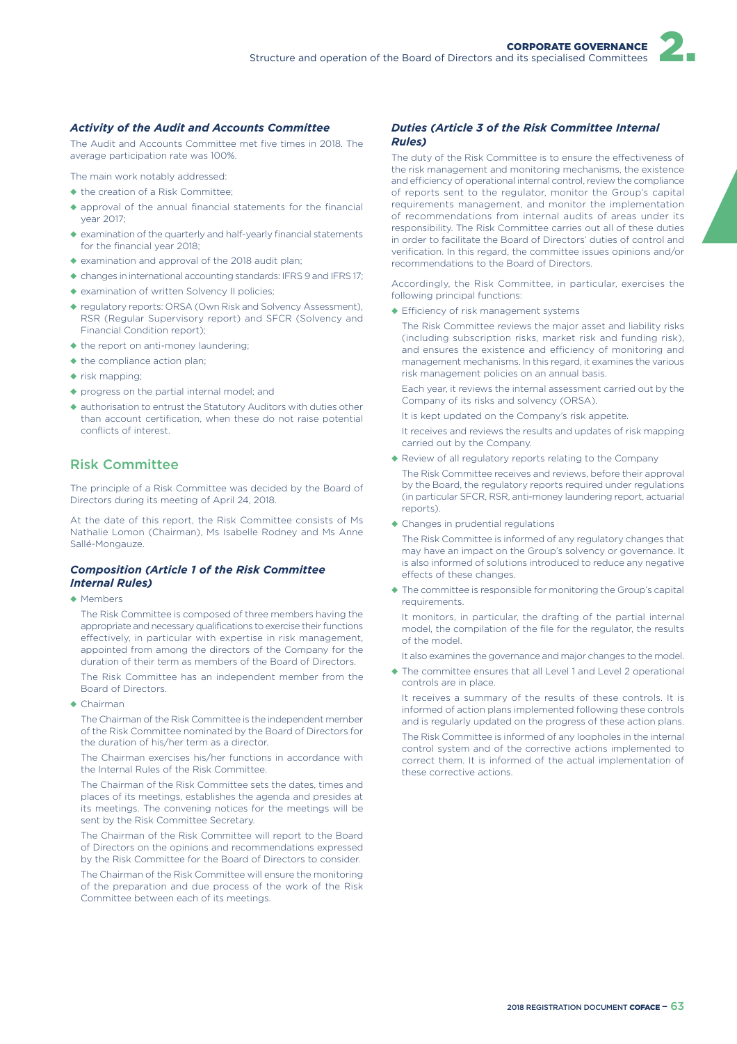### *Activity of the Audit and Accounts Committee*

The Audit and Accounts Committee met five times in 2018. The average participation rate was 100%.

The main work notably addressed:

- the creation of a Risk Committee;
- approval of the annual financial statements for the financial year 2017;
- examination of the quarterly and half-yearly financial statements for the financial year 2018;
- examination and approval of the 2018 audit plan;
- changes in international accounting standards: IFRS 9 and IFRS 17;
- examination of written Solvency II policies;
- regulatory reports: ORSA (Own Risk and Solvency Assessment), RSR (Regular Supervisory report) and SFCR (Solvency and Financial Condition report);
- the report on anti-money laundering;
- the compliance action plan;
- risk mapping;
- progress on the partial internal model; and
- authorisation to entrust the Statutory Auditors with duties other than account certification, when these do not raise potential conflicts of interest.

## Risk Committee

The principle of a Risk Committee was decided by the Board of Directors during its meeting of April 24, 2018.

At the date of this report, the Risk Committee consists of Ms Nathalie Lomon (Chairman), Ms Isabelle Rodney and Ms Anne Sallé-Mongauze.

### *Composition (Article 1 of the Risk Committee Internal Rules)*

- Members

  The Risk Committee is composed of three members having the appropriate and necessary qualifications to exercise their functions effectively, in particular with expertise in risk management, appointed from among the directors of the Company for the duration of their term as members of the Board of Directors.

  The Risk Committee has an independent member from the Board of Directors.

- Chairman

  The Chairman of the Risk Committee is the independent member of the Risk Committee nominated by the Board of Directors for the duration of his/her term as a director.

  The Chairman exercises his/her functions in accordance with the Internal Rules of the Risk Committee.

  The Chairman of the Risk Committee sets the dates, times and places of its meetings, establishes the agenda and presides at its meetings. The convening notices for the meetings will be sent by the Risk Committee Secretary.

  The Chairman of the Risk Committee will report to the Board of Directors on the opinions and recommendations expressed by the Risk Committee for the Board of Directors to consider.

  The Chairman of the Risk Committee will ensure the monitoring of the preparation and due process of the work of the Risk Committee between each of its meetings.

### *Duties (Article 3 of the Risk Committee Internal Rules)*

The duty of the Risk Committee is to ensure the effectiveness of the risk management and monitoring mechanisms, the existence and efficiency of operational internal control, review the compliance of reports sent to the regulator, monitor the Group's capital requirements management, and monitor the implementation of recommendations from internal audits of areas under its responsibility. The Risk Committee carries out all of these duties in order to facilitate the Board of Directors' duties of control and verification. In this regard, the committee issues opinions and/or recommendations to the Board of Directors.

Accordingly, the Risk Committee, in particular, exercises the following principal functions:

- Efficiency of risk management systems

  The Risk Committee reviews the major asset and liability risks (including subscription risks, market risk and funding risk), and ensures the existence and efficiency of monitoring and management mechanisms. In this regard, it examines the various risk management policies on an annual basis.

  Each year, it reviews the internal assessment carried out by the Company of its risks and solvency (ORSA).

  It is kept updated on the Company's risk appetite.

  It receives and reviews the results and updates of risk mapping carried out by the Company.

- Review of all regulatory reports relating to the Company

  The Risk Committee receives and reviews, before their approval by the Board, the regulatory reports required under regulations (in particular SFCR, RSR, anti-money laundering report, actuarial reports).

- Changes in prudential regulations

  The Risk Committee is informed of any regulatory changes that may have an impact on the Group's solvency or governance. It is also informed of solutions introduced to reduce any negative effects of these changes.

- The committee is responsible for monitoring the Group's capital requirements.

  It monitors, in particular, the drafting of the partial internal model, the compilation of the file for the regulator, the results of the model.

  It also examines the governance and major changes to the model.

- The committee ensures that all Level 1 and Level 2 operational controls are in place.

  It receives a summary of the results of these controls. It is informed of action plans implemented following these controls and is regularly updated on the progress of these action plans.

  The Risk Committee is informed of any loopholes in the internal control system and of the corrective actions implemented to correct them. It is informed of the actual implementation of these corrective actions.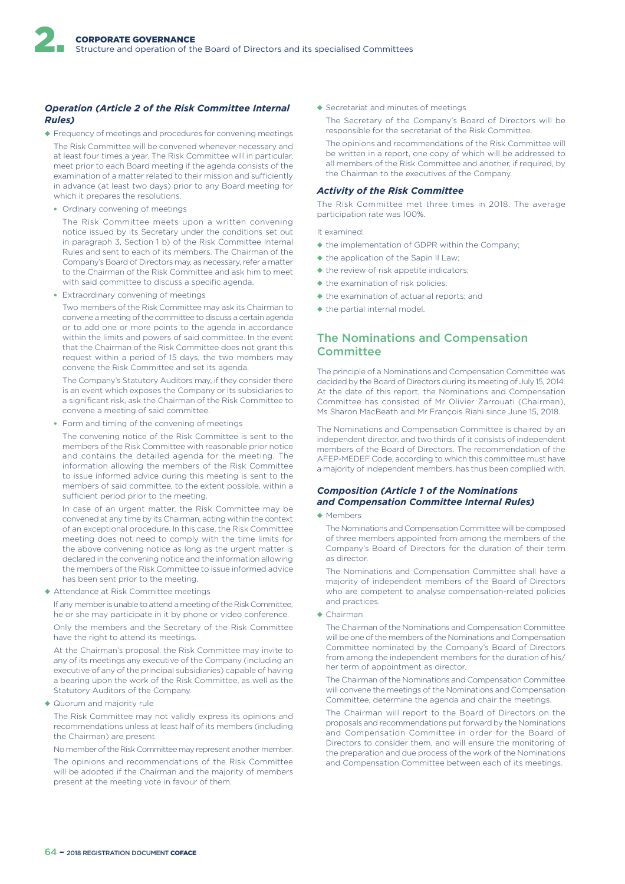#### *Operation (Article 2 of the Risk Committee Internal Rules)*

- Frequency of meetings and procedures for convening meetings

  The Risk Committee will be convened whenever necessary and at least four times a year. The Risk Committee will in particular, meet prior to each Board meeting if the agenda consists of the examination of a matter related to their mission and sufficiently in advance (at least two days) prior to any Board meeting for which it prepares the resolutions.

  - Ordinary convening of meetings

    The Risk Committee meets upon a written convening notice issued by its Secretary under the conditions set out in paragraph 3, Section 1 b) of the Risk Committee Internal Rules and sent to each of its members. The Chairman of the Company's Board of Directors may, as necessary, refer a matter to the Chairman of the Risk Committee and ask him to meet with said committee to discuss a specific agenda.

  - Extraordinary convening of meetings

    Two members of the Risk Committee may ask its Chairman to convene a meeting of the committee to discuss a certain agenda or to add one or more points to the agenda in accordance within the limits and powers of said committee. In the event that the Chairman of the Risk Committee does not grant this request within a period of 15 days, the two members may convene the Risk Committee and set its agenda.

    The Company's Statutory Auditors may, if they consider there is an event which exposes the Company or its subsidiaries to a significant risk, ask the Chairman of the Risk Committee to convene a meeting of said committee.

  - Form and timing of the convening of meetings

    The convening notice of the Risk Committee is sent to the members of the Risk Committee with reasonable prior notice and contains the detailed agenda for the meeting. The information allowing the members of the Risk Committee to issue informed advice during this meeting is sent to the members of said committee, to the extent possible, within a sufficient period prior to the meeting.

    In case of an urgent matter, the Risk Committee may be convened at any time by its Chairman, acting within the context of an exceptional procedure. In this case, the Risk Committee meeting does not need to comply with the time limits for the above convening notice as long as the urgent matter is declared in the convening notice and the information allowing the members of the Risk Committee to issue informed advice has been sent prior to the meeting.

- Attendance at Risk Committee meetings

  If any member is unable to attend a meeting of the Risk Committee, he or she may participate in it by phone or video conference.

  Only the members and the Secretary of the Risk Committee have the right to attend its meetings.

  At the Chairman's proposal, the Risk Committee may invite to any of its meetings any executive of the Company (including an executive of any of the principal subsidiaries) capable of having a bearing upon the work of the Risk Committee, as well as the Statutory Auditors of the Company.

- Quorum and majority rule

  The Risk Committee may not validly express its opinions and recommendations unless at least half of its members (including the Chairman) are present.

  No member of the Risk Committee may represent another member.

  The opinions and recommendations of the Risk Committee will be adopted if the Chairman and the majority of members present at the meeting vote in favour of them.

- Secretariat and minutes of meetings

  The Secretary of the Company's Board of Directors will be responsible for the secretariat of the Risk Committee.

  The opinions and recommendations of the Risk Committee will be written in a report, one copy of which will be addressed to all members of the Risk Committee and another, if required, by the Chairman to the executives of the Company.

#### *Activity of the Risk Committee*

The Risk Committee met three times in 2018. The average participation rate was 100%.

It examined:

- the implementation of GDPR within the Company;
- the application of the Sapin II Law;
- the review of risk appetite indicators;
- the examination of risk policies;
- the examination of actuarial reports; and
- the partial internal model.

### The Nominations and Compensation Committee

The principle of a Nominations and Compensation Committee was decided by the Board of Directors during its meeting of July 15, 2014. At the date of this report, the Nominations and Compensation Committee has consisted of Mr Olivier Zarrouati (Chairman), Ms Sharon MacBeath and Mr François Riahi since June 15, 2018.

The Nominations and Compensation Committee is chaired by an independent director, and two thirds of it consists of independent members of the Board of Directors. The recommendation of the AFEP-MEDEF Code, according to which this committee must have a majority of independent members, has thus been complied with.

#### *Composition (Article 1 of the Nominations and Compensation Committee Internal Rules)*

- Members

  The Nominations and Compensation Committee will be composed of three members appointed from among the members of the Company's Board of Directors for the duration of their term as director.

  The Nominations and Compensation Committee shall have a majority of independent members of the Board of Directors who are competent to analyse compensation-related policies and practices.

- Chairman

  The Chairman of the Nominations and Compensation Committee will be one of the members of the Nominations and Compensation Committee nominated by the Company's Board of Directors from among the independent members for the duration of his/her term of appointment as director.

  The Chairman of the Nominations and Compensation Committee will convene the meetings of the Nominations and Compensation Committee, determine the agenda and chair the meetings.

  The Chairman will report to the Board of Directors on the proposals and recommendations put forward by the Nominations and Compensation Committee in order for the Board of Directors to consider them, and will ensure the monitoring of the preparation and due process of the work of the Nominations and Compensation Committee between each of its meetings.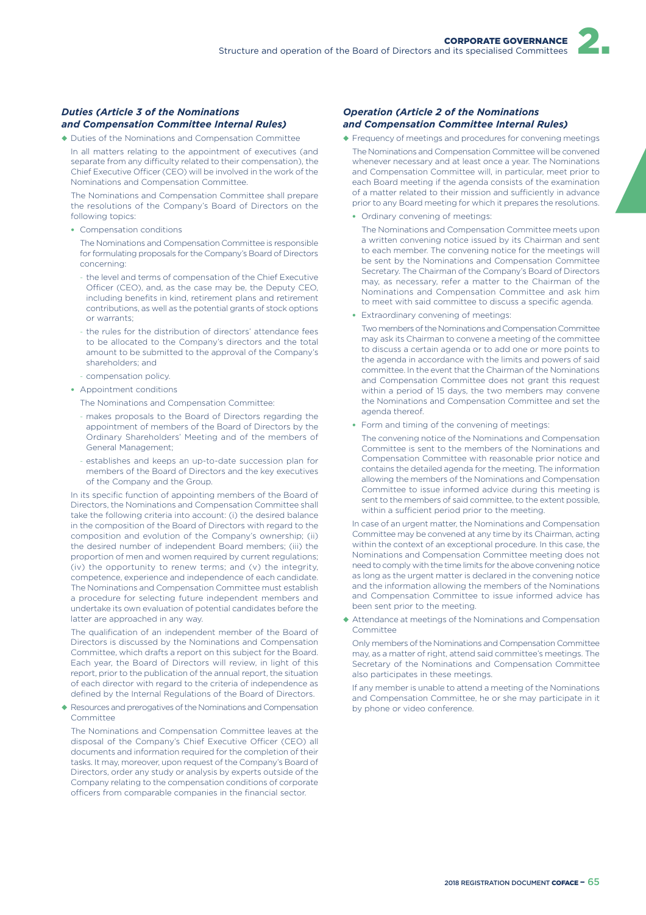### *Duties (Article 3 of the Nominations and Compensation Committee Internal Rules)*

- Duties of the Nominations and Compensation Committee

  In all matters relating to the appointment of executives (and separate from any difficulty related to their compensation), the Chief Executive Officer (CEO) will be involved in the work of the Nominations and Compensation Committee.

  The Nominations and Compensation Committee shall prepare the resolutions of the Company's Board of Directors on the following topics:

  - Compensation conditions

    The Nominations and Compensation Committee is responsible for formulating proposals for the Company's Board of Directors concerning:

    - the level and terms of compensation of the Chief Executive Officer (CEO), and, as the case may be, the Deputy CEO, including benefits in kind, retirement plans and retirement contributions, as well as the potential grants of stock options or warrants;
    - the rules for the distribution of directors' attendance fees to be allocated to the Company's directors and the total amount to be submitted to the approval of the Company's shareholders; and
    - compensation policy.

  - Appointment conditions

    The Nominations and Compensation Committee:

    - makes proposals to the Board of Directors regarding the appointment of members of the Board of Directors by the Ordinary Shareholders' Meeting and of the members of General Management;
    - establishes and keeps an up-to-date succession plan for members of the Board of Directors and the key executives of the Company and the Group.

  In its specific function of appointing members of the Board of Directors, the Nominations and Compensation Committee shall take the following criteria into account: (i) the desired balance in the composition of the Board of Directors with regard to the composition and evolution of the Company's ownership; (ii) the desired number of independent Board members; (iii) the proportion of men and women required by current regulations; (iv) the opportunity to renew terms; and (v) the integrity, competence, experience and independence of each candidate. The Nominations and Compensation Committee must establish a procedure for selecting future independent members and undertake its own evaluation of potential candidates before the latter are approached in any way.

  The qualification of an independent member of the Board of Directors is discussed by the Nominations and Compensation Committee, which drafts a report on this subject for the Board. Each year, the Board of Directors will review, in light of this report, prior to the publication of the annual report, the situation of each director with regard to the criteria of independence as defined by the Internal Regulations of the Board of Directors.

- Resources and prerogatives of the Nominations and Compensation Committee

  The Nominations and Compensation Committee leaves at the disposal of the Company's Chief Executive Officer (CEO) all documents and information required for the completion of their tasks. It may, moreover, upon request of the Company's Board of Directors, order any study or analysis by experts outside of the Company relating to the compensation conditions of corporate officers from comparable companies in the financial sector.

### *Operation (Article 2 of the Nominations and Compensation Committee Internal Rules)*

- Frequency of meetings and procedures for convening meetings

  The Nominations and Compensation Committee will be convened whenever necessary and at least once a year. The Nominations and Compensation Committee will, in particular, meet prior to each Board meeting if the agenda consists of the examination of a matter related to their mission and sufficiently in advance prior to any Board meeting for which it prepares the resolutions.

  - Ordinary convening of meetings:

    The Nominations and Compensation Committee meets upon a written convening notice issued by its Chairman and sent to each member. The convening notice for the meetings will be sent by the Nominations and Compensation Committee Secretary. The Chairman of the Company's Board of Directors may, as necessary, refer a matter to the Chairman of the Nominations and Compensation Committee and ask him to meet with said committee to discuss a specific agenda.

  - Extraordinary convening of meetings:

    Two members of the Nominations and Compensation Committee may ask its Chairman to convene a meeting of the committee to discuss a certain agenda or to add one or more points to the agenda in accordance with the limits and powers of said committee. In the event that the Chairman of the Nominations and Compensation Committee does not grant this request within a period of 15 days, the two members may convene the Nominations and Compensation Committee and set the agenda thereof.

  - Form and timing of the convening of meetings:

    The convening notice of the Nominations and Compensation Committee is sent to the members of the Nominations and Compensation Committee with reasonable prior notice and contains the detailed agenda for the meeting. The information allowing the members of the Nominations and Compensation Committee to issue informed advice during this meeting is sent to the members of said committee, to the extent possible, within a sufficient period prior to the meeting.

  In case of an urgent matter, the Nominations and Compensation Committee may be convened at any time by its Chairman, acting within the context of an exceptional procedure. In this case, the Nominations and Compensation Committee meeting does not need to comply with the time limits for the above convening notice as long as the urgent matter is declared in the convening notice and the information allowing the members of the Nominations and Compensation Committee to issue informed advice has been sent prior to the meeting.

- Attendance at meetings of the Nominations and Compensation Committee

  Only members of the Nominations and Compensation Committee may, as a matter of right, attend said committee's meetings. The Secretary of the Nominations and Compensation Committee also participates in these meetings.

  If any member is unable to attend a meeting of the Nominations and Compensation Committee, he or she may participate in it by phone or video conference.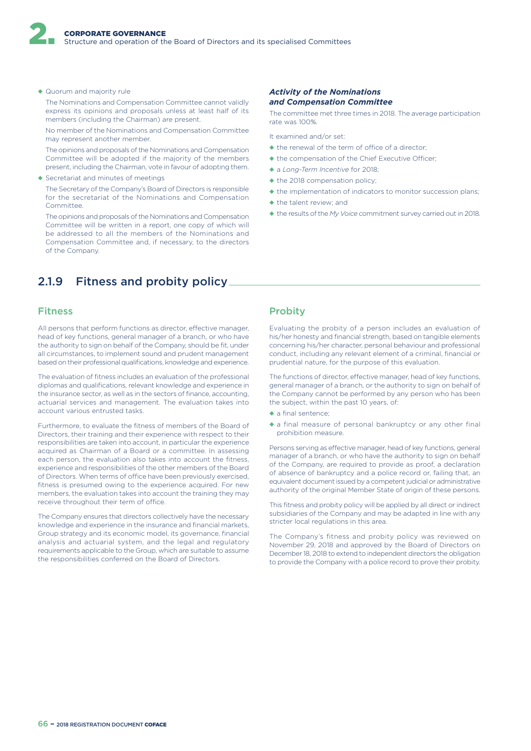- Quorum and majority rule

  The Nominations and Compensation Committee cannot validly express its opinions and proposals unless at least half of its members (including the Chairman) are present.

  No member of the Nominations and Compensation Committee may represent another member.

  The opinions and proposals of the Nominations and Compensation Committee will be adopted if the majority of the members present, including the Chairman, vote in favour of adopting them.

- Secretariat and minutes of meetings

  The Secretary of the Company's Board of Directors is responsible for the secretariat of the Nominations and Compensation Committee.

  The opinions and proposals of the Nominations and Compensation Committee will be written in a report, one copy of which will be addressed to all the members of the Nominations and Compensation Committee and, if necessary, to the directors of the Company.

***Activity of the Nominations and Compensation Committee***

The committee met three times in 2018. The average participation rate was 100%.

It examined and/or set:

- the renewal of the term of office of a director;
- the compensation of the Chief Executive Officer;
- a *Long-Term Incentive* for 2018;
- the 2018 compensation policy;
- the implementation of indicators to monitor succession plans;
- the talent review; and
- the results of the *My Voice* commitment survey carried out in 2018.

## 2.1.9 Fitness and probity policy

### Fitness

All persons that perform functions as director, effective manager, head of key functions, general manager of a branch, or who have the authority to sign on behalf of the Company, should be fit, under all circumstances, to implement sound and prudent management based on their professional qualifications, knowledge and experience.

The evaluation of fitness includes an evaluation of the professional diplomas and qualifications, relevant knowledge and experience in the insurance sector, as well as in the sectors of finance, accounting, actuarial services and management. The evaluation takes into account various entrusted tasks.

Furthermore, to evaluate the fitness of members of the Board of Directors, their training and their experience with respect to their responsibilities are taken into account, in particular the experience acquired as Chairman of a Board or a committee. In assessing each person, the evaluation also takes into account the fitness, experience and responsibilities of the other members of the Board of Directors. When terms of office have been previously exercised, fitness is presumed owing to the experience acquired. For new members, the evaluation takes into account the training they may receive throughout their term of office.

The Company ensures that directors collectively have the necessary knowledge and experience in the insurance and financial markets, Group strategy and its economic model, its governance, financial analysis and actuarial system, and the legal and regulatory requirements applicable to the Group, which are suitable to assume the responsibilities conferred on the Board of Directors.

### Probity

Evaluating the probity of a person includes an evaluation of his/her honesty and financial strength, based on tangible elements concerning his/her character, personal behaviour and professional conduct, including any relevant element of a criminal, financial or prudential nature, for the purpose of this evaluation.

The functions of director, effective manager, head of key functions, general manager of a branch, or the authority to sign on behalf of the Company cannot be performed by any person who has been the subject, within the past 10 years, of:

- a final sentence;
- a final measure of personal bankruptcy or any other final prohibition measure.

Persons serving as effective manager, head of key functions, general manager of a branch, or who have the authority to sign on behalf of the Company, are required to provide as proof, a declaration of absence of bankruptcy and a police record or, failing that, an equivalent document issued by a competent judicial or administrative authority of the original Member State of origin of these persons.

This fitness and probity policy will be applied by all direct or indirect subsidiaries of the Company and may be adapted in line with any stricter local regulations in this area.

The Company's fitness and probity policy was reviewed on November 29, 2018 and approved by the Board of Directors on December 18, 2018 to extend to independent directors the obligation to provide the Company with a police record to prove their probity.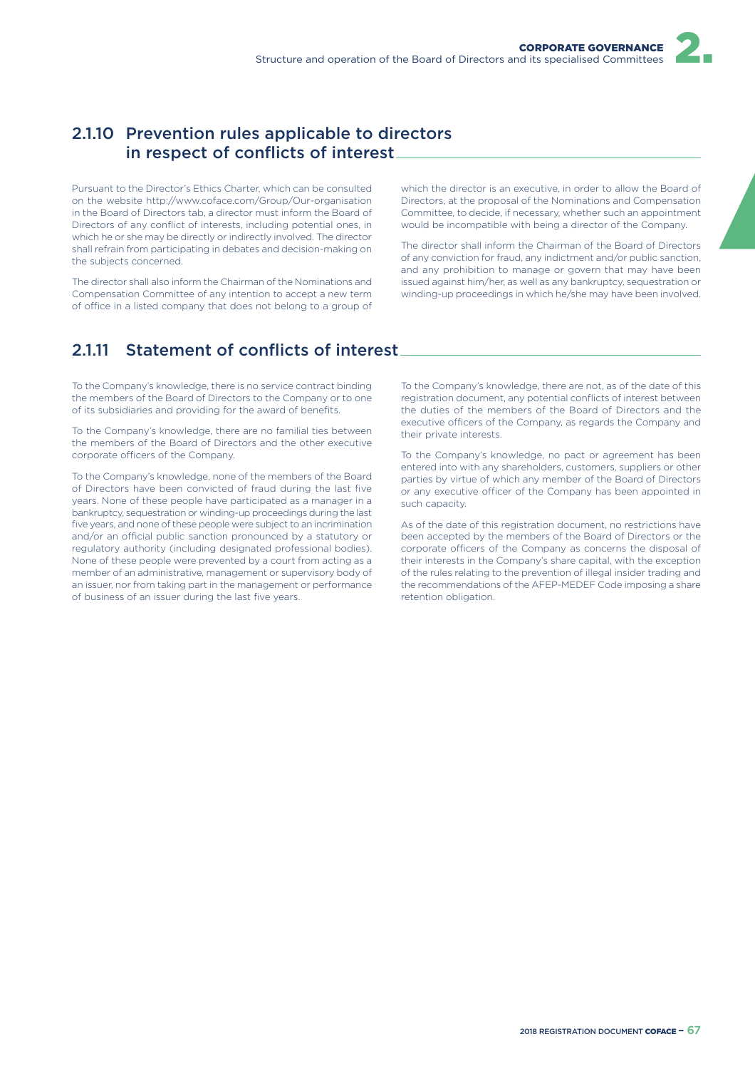## 2.1.10 Prevention rules applicable to directors in respect of conflicts of interest

Pursuant to the Director's Ethics Charter, which can be consulted on the website http://www.coface.com/Group/Our-organisation in the Board of Directors tab, a director must inform the Board of Directors of any conflict of interests, including potential ones, in which he or she may be directly or indirectly involved. The director shall refrain from participating in debates and decision-making on the subjects concerned.

The director shall also inform the Chairman of the Nominations and Compensation Committee of any intention to accept a new term of office in a listed company that does not belong to a group of which the director is an executive, in order to allow the Board of Directors, at the proposal of the Nominations and Compensation Committee, to decide, if necessary, whether such an appointment would be incompatible with being a director of the Company.

The director shall inform the Chairman of the Board of Directors of any conviction for fraud, any indictment and/or public sanction, and any prohibition to manage or govern that may have been issued against him/her, as well as any bankruptcy, sequestration or winding-up proceedings in which he/she may have been involved.

## 2.1.11 Statement of conflicts of interest

To the Company's knowledge, there is no service contract binding the members of the Board of Directors to the Company or to one of its subsidiaries and providing for the award of benefits.

To the Company's knowledge, there are no familial ties between the members of the Board of Directors and the other executive corporate officers of the Company.

To the Company's knowledge, none of the members of the Board of Directors have been convicted of fraud during the last five years. None of these people have participated as a manager in a bankruptcy, sequestration or winding-up proceedings during the last five years, and none of these people were subject to an incrimination and/or an official public sanction pronounced by a statutory or regulatory authority (including designated professional bodies). None of these people were prevented by a court from acting as a member of an administrative, management or supervisory body of an issuer, nor from taking part in the management or performance of business of an issuer during the last five years.

To the Company's knowledge, there are not, as of the date of this registration document, any potential conflicts of interest between the duties of the members of the Board of Directors and the executive officers of the Company, as regards the Company and their private interests.

To the Company's knowledge, no pact or agreement has been entered into with any shareholders, customers, suppliers or other parties by virtue of which any member of the Board of Directors or any executive officer of the Company has been appointed in such capacity.

As of the date of this registration document, no restrictions have been accepted by the members of the Board of Directors or the corporate officers of the Company as concerns the disposal of their interests in the Company's share capital, with the exception of the rules relating to the prevention of illegal insider trading and the recommendations of the AFEP-MEDEF Code imposing a share retention obligation.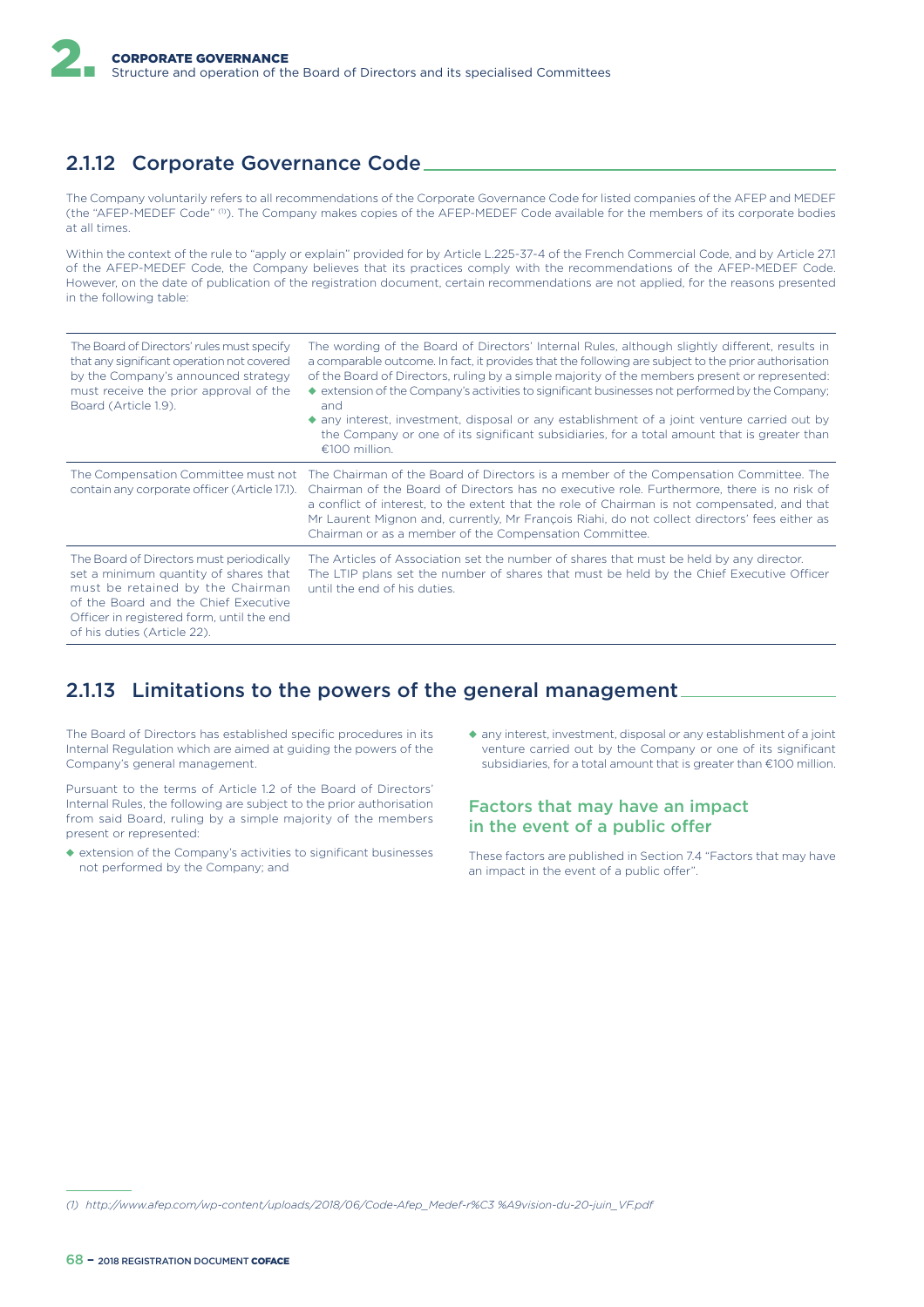## 2.1.12 Corporate Governance Code

The Company voluntarily refers to all recommendations of the Corporate Governance Code for listed companies of the AFEP and MEDEF (the "AFEP-MEDEF Code" [1]). The Company makes copies of the AFEP-MEDEF Code available for the members of its corporate bodies at all times.

Within the context of the rule to "apply or explain" provided for by Article L.225-37-4 of the French Commercial Code, and by Article 27.1 of the AFEP-MEDEF Code, the Company believes that its practices comply with the recommendations of the AFEP-MEDEF Code. However, on the date of publication of the registration document, certain recommendations are not applied, for the reasons presented in the following table:

| | |
|---|---|
| The Board of Directors' rules must specify that any significant operation not covered by the Company's announced strategy must receive the prior approval of the Board (Article 1.9). | The wording of the Board of Directors' Internal Rules, although slightly different, results in a comparable outcome. In fact, it provides that the following are subject to the prior authorisation of the Board of Directors, ruling by a simple majority of the members present or represented:<br>◆ extension of the Company's activities to significant businesses not performed by the Company; and<br>◆ any interest, investment, disposal or any establishment of a joint venture carried out by the Company or one of its significant subsidiaries, for a total amount that is greater than €100 million. |
| The Compensation Committee must not contain any corporate officer (Article 17.1). | The Chairman of the Board of Directors is a member of the Compensation Committee. The Chairman of the Board of Directors has no executive role. Furthermore, there is no risk of a conflict of interest, to the extent that the role of Chairman is not compensated, and that Mr Laurent Mignon and, currently, Mr François Riahi, do not collect directors' fees either as Chairman or as a member of the Compensation Committee. |
| The Board of Directors must periodically set a minimum quantity of shares that must be retained by the Chairman of the Board and the Chief Executive Officer in registered form, until the end of his duties (Article 22). | The Articles of Association set the number of shares that must be held by any director.<br>The LTIP plans set the number of shares that must be held by the Chief Executive Officer until the end of his duties. |

## 2.1.13 Limitations to the powers of the general management

The Board of Directors has established specific procedures in its Internal Regulation which are aimed at guiding the powers of the Company's general management.

Pursuant to the terms of Article 1.2 of the Board of Directors' Internal Rules, the following are subject to the prior authorisation from said Board, ruling by a simple majority of the members present or represented:

- ◆ extension of the Company's activities to significant businesses not performed by the Company; and
- ◆ any interest, investment, disposal or any establishment of a joint venture carried out by the Company or one of its significant subsidiaries, for a total amount that is greater than €100 million.

### Factors that may have an impact in the event of a public offer

These factors are published in Section 7.4 "Factors that may have an impact in the event of a public offer".

(1) http://www.afep.com/wp-content/uploads/2018/06/Code-Afep_Medef-r%C3 %A9vision-du-20-juin_VF.pdf